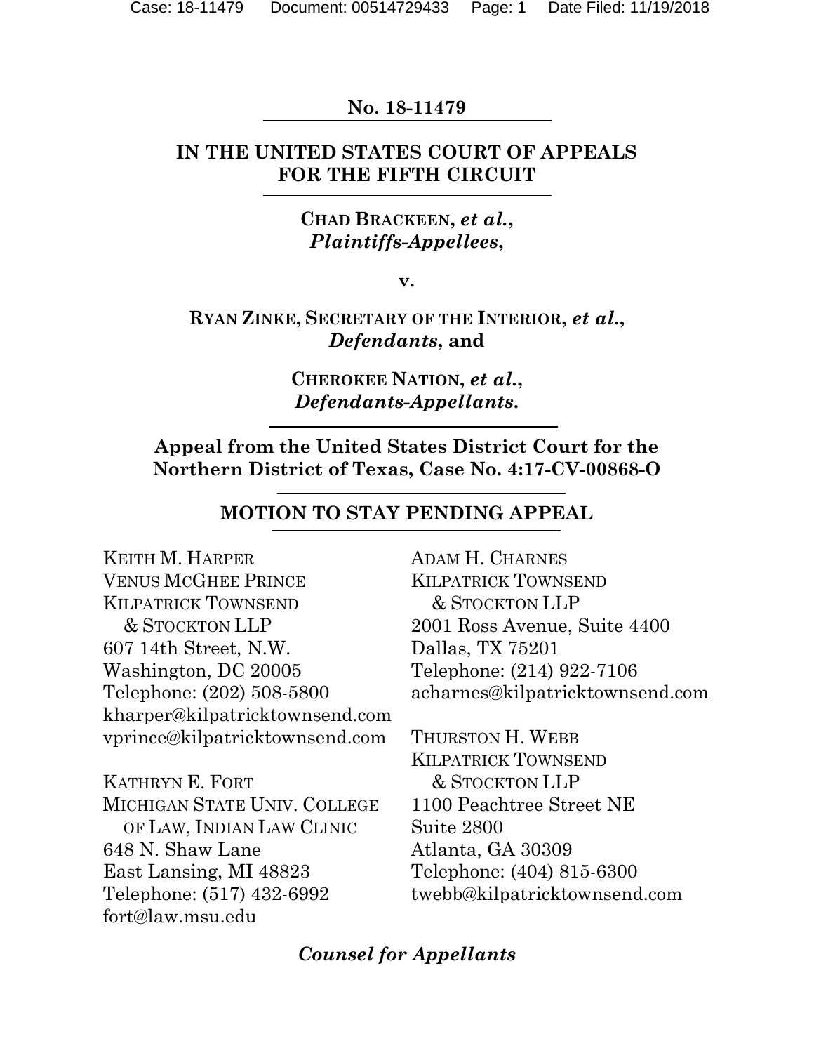**No. 18-11479**

**IN THE UNITED STATES COURT OF APPEALS FOR THE FIFTH CIRCUIT**

**CHAD BRACKEEN, *et al.*,**
***Plaintiffs-Appellees*,**

**v.**

**RYAN ZINKE, SECRETARY OF THE INTERIOR, *et al.*,**
***Defendants*, and**

**CHEROKEE NATION, *et al.*,**
***Defendants-Appellants.***

**Appeal from the United States District Court for the Northern District of Texas, Case No. 4:17-CV-00868-O**

**MOTION TO STAY PENDING APPEAL**

KEITH M. HARPER
VENUS MCGHEE PRINCE
KILPATRICK TOWNSEND & STOCKTON LLP
607 14th Street, N.W.
Washington, DC 20005
Telephone: (202) 508-5800
kharper@kilpatricktownsend.com
vprince@kilpatricktownsend.com

KATHRYN E. FORT
MICHIGAN STATE UNIV. COLLEGE OF LAW, INDIAN LAW CLINIC
648 N. Shaw Lane
East Lansing, MI 48823
Telephone: (517) 432-6992
fort@law.msu.edu

ADAM H. CHARNES
KILPATRICK TOWNSEND & STOCKTON LLP
2001 Ross Avenue, Suite 4400
Dallas, TX 75201
Telephone: (214) 922-7106
acharnes@kilpatricktownsend.com

THURSTON H. WEBB
KILPATRICK TOWNSEND & STOCKTON LLP
1100 Peachtree Street NE
Suite 2800
Atlanta, GA 30309
Telephone: (404) 815-6300
twebb@kilpatricktownsend.com

***Counsel for Appellants***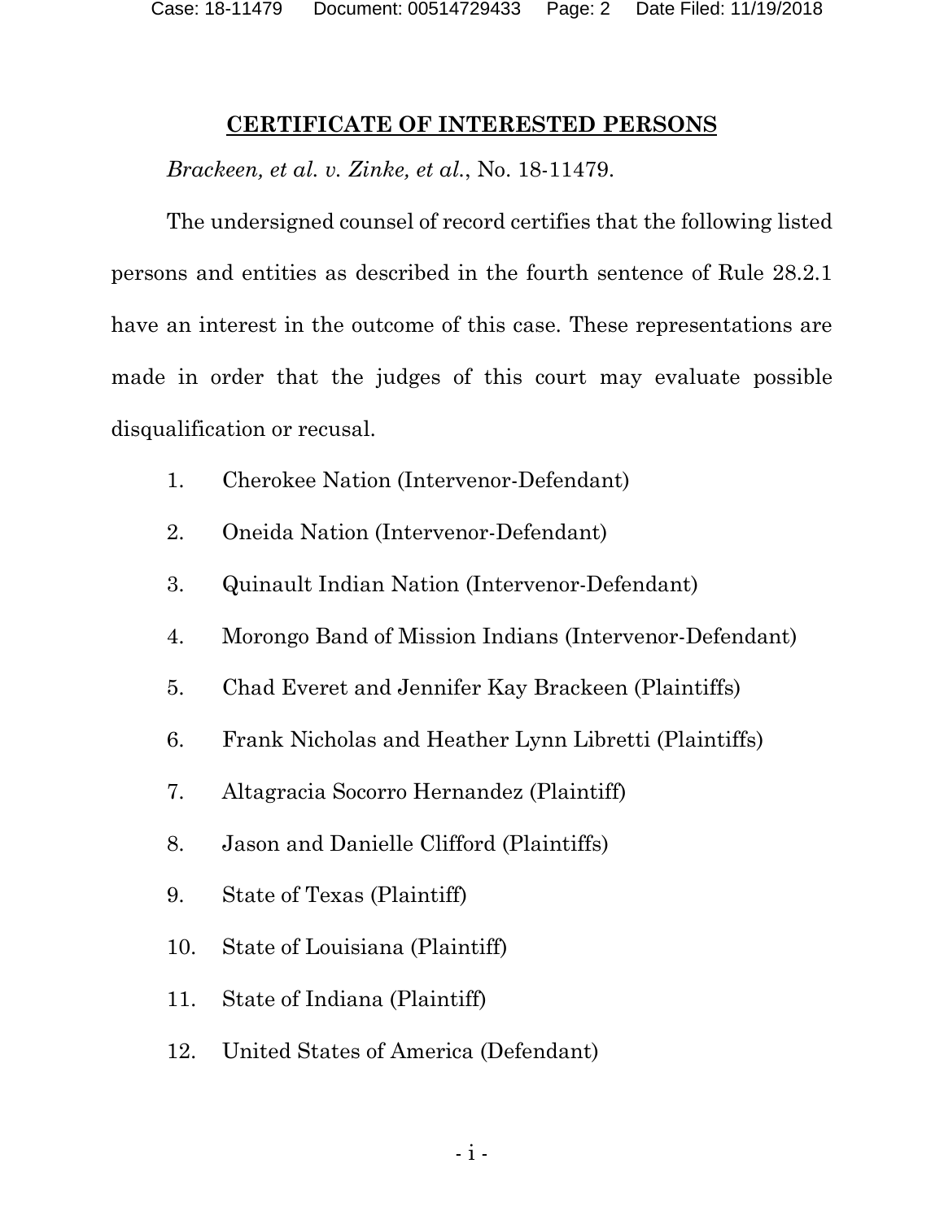## CERTIFICATE OF INTERESTED PERSONS

*Brackeen, et al. v. Zinke, et al.*, No. 18-11479.

The undersigned counsel of record certifies that the following listed persons and entities as described in the fourth sentence of Rule 28.2.1 have an interest in the outcome of this case. These representations are made in order that the judges of this court may evaluate possible disqualification or recusal.

1. Cherokee Nation (Intervenor-Defendant)
2. Oneida Nation (Intervenor-Defendant)
3. Quinault Indian Nation (Intervenor-Defendant)
4. Morongo Band of Mission Indians (Intervenor-Defendant)
5. Chad Everet and Jennifer Kay Brackeen (Plaintiffs)
6. Frank Nicholas and Heather Lynn Libretti (Plaintiffs)
7. Altagracia Socorro Hernandez (Plaintiff)
8. Jason and Danielle Clifford (Plaintiffs)
9. State of Texas (Plaintiff)
10. State of Louisiana (Plaintiff)
11. State of Indiana (Plaintiff)
12. United States of America (Defendant)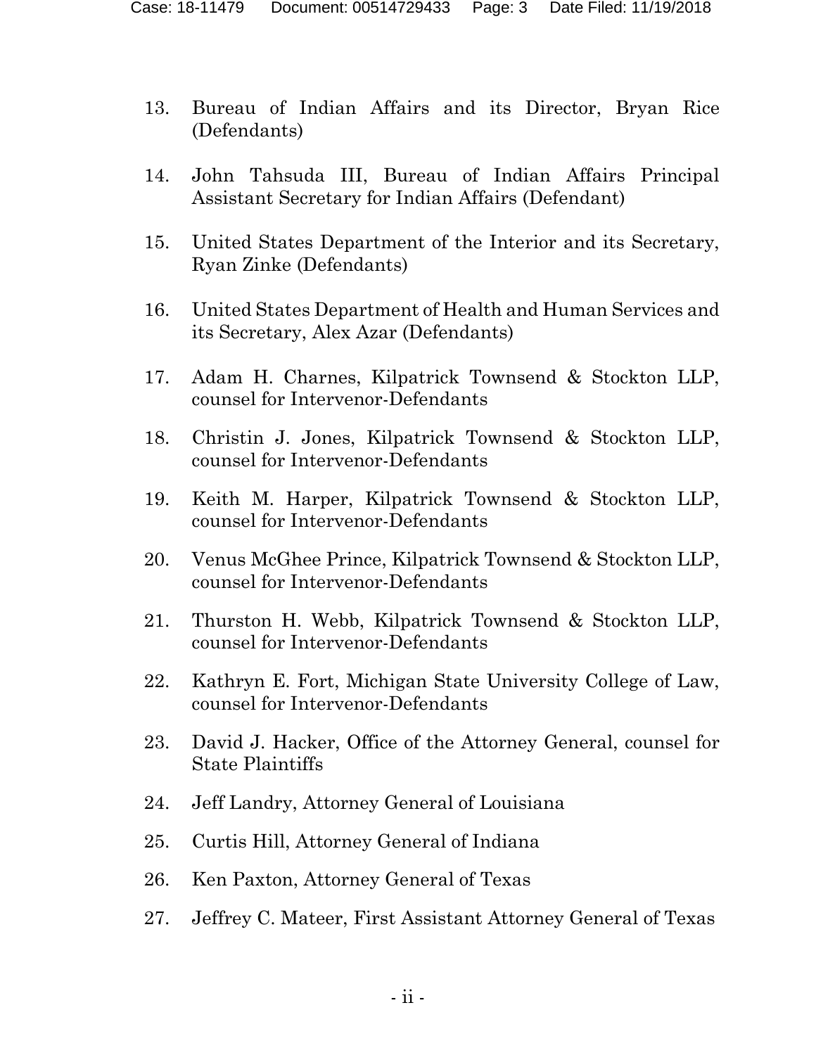13. Bureau of Indian Affairs and its Director, Bryan Rice (Defendants)

14. John Tahsuda III, Bureau of Indian Affairs Principal Assistant Secretary for Indian Affairs (Defendant)

15. United States Department of the Interior and its Secretary, Ryan Zinke (Defendants)

16. United States Department of Health and Human Services and its Secretary, Alex Azar (Defendants)

17. Adam H. Charnes, Kilpatrick Townsend & Stockton LLP, counsel for Intervenor-Defendants

18. Christin J. Jones, Kilpatrick Townsend & Stockton LLP, counsel for Intervenor-Defendants

19. Keith M. Harper, Kilpatrick Townsend & Stockton LLP, counsel for Intervenor-Defendants

20. Venus McGhee Prince, Kilpatrick Townsend & Stockton LLP, counsel for Intervenor-Defendants

21. Thurston H. Webb, Kilpatrick Townsend & Stockton LLP, counsel for Intervenor-Defendants

22. Kathryn E. Fort, Michigan State University College of Law, counsel for Intervenor-Defendants

23. David J. Hacker, Office of the Attorney General, counsel for State Plaintiffs

24. Jeff Landry, Attorney General of Louisiana

25. Curtis Hill, Attorney General of Indiana

26. Ken Paxton, Attorney General of Texas

27. Jeffrey C. Mateer, First Assistant Attorney General of Texas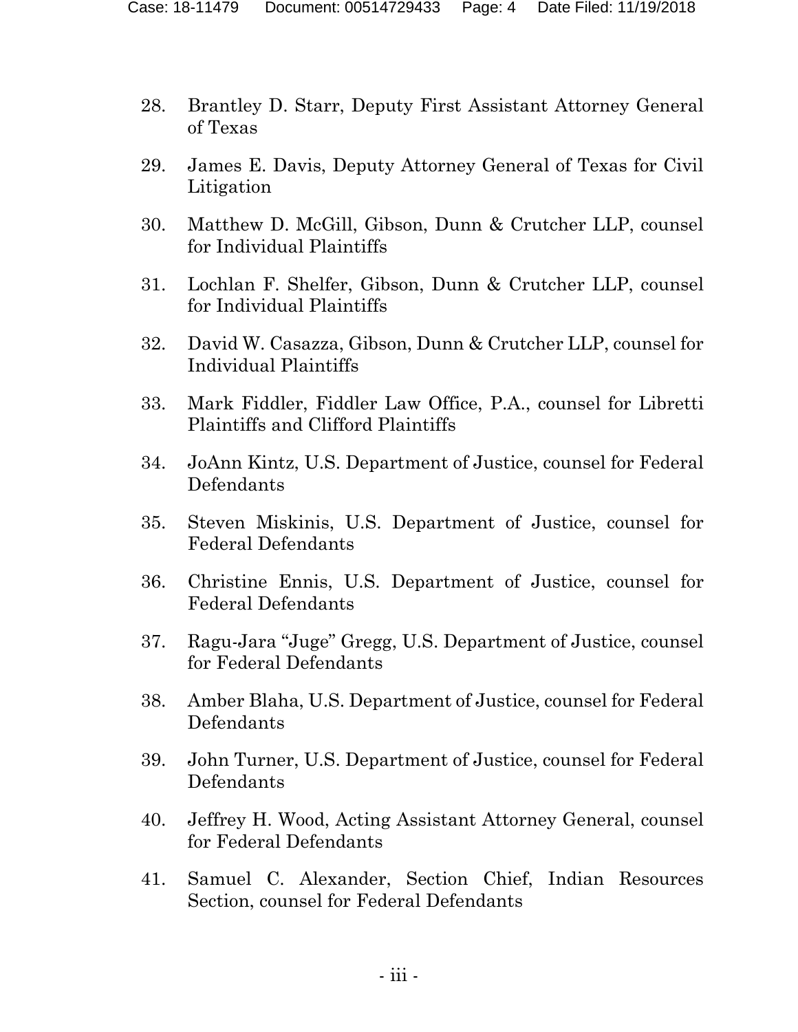28. Brantley D. Starr, Deputy First Assistant Attorney General of Texas

29. James E. Davis, Deputy Attorney General of Texas for Civil Litigation

30. Matthew D. McGill, Gibson, Dunn & Crutcher LLP, counsel for Individual Plaintiffs

31. Lochlan F. Shelfer, Gibson, Dunn & Crutcher LLP, counsel for Individual Plaintiffs

32. David W. Casazza, Gibson, Dunn & Crutcher LLP, counsel for Individual Plaintiffs

33. Mark Fiddler, Fiddler Law Office, P.A., counsel for Libretti Plaintiffs and Clifford Plaintiffs

34. JoAnn Kintz, U.S. Department of Justice, counsel for Federal Defendants

35. Steven Miskinis, U.S. Department of Justice, counsel for Federal Defendants

36. Christine Ennis, U.S. Department of Justice, counsel for Federal Defendants

37. Ragu-Jara "Juge" Gregg, U.S. Department of Justice, counsel for Federal Defendants

38. Amber Blaha, U.S. Department of Justice, counsel for Federal Defendants

39. John Turner, U.S. Department of Justice, counsel for Federal Defendants

40. Jeffrey H. Wood, Acting Assistant Attorney General, counsel for Federal Defendants

41. Samuel C. Alexander, Section Chief, Indian Resources Section, counsel for Federal Defendants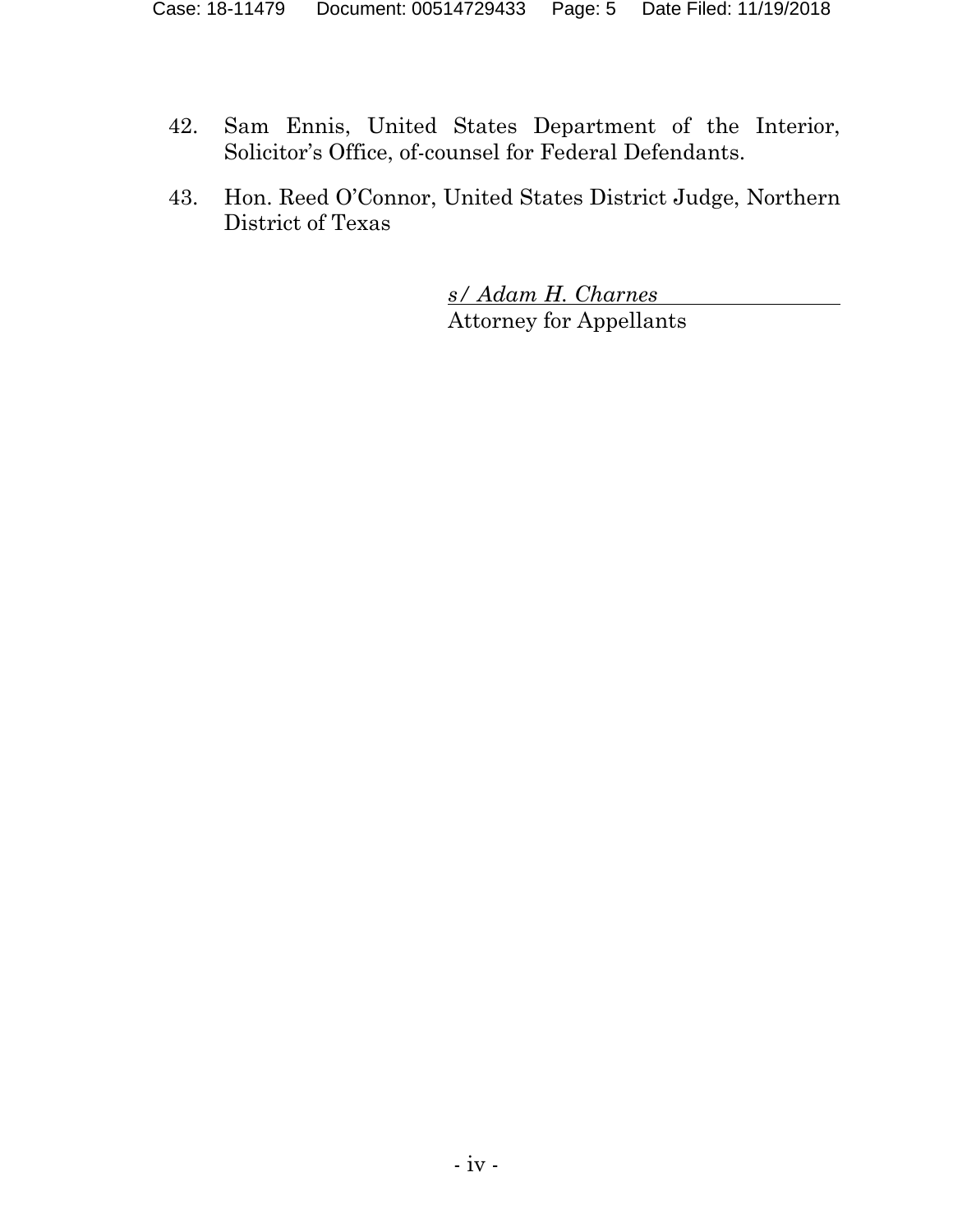42. Sam Ennis, United States Department of the Interior, Solicitor's Office, of-counsel for Federal Defendants.

43. Hon. Reed O'Connor, United States District Judge, Northern District of Texas

*s/ Adam H. Charnes*
Attorney for Appellants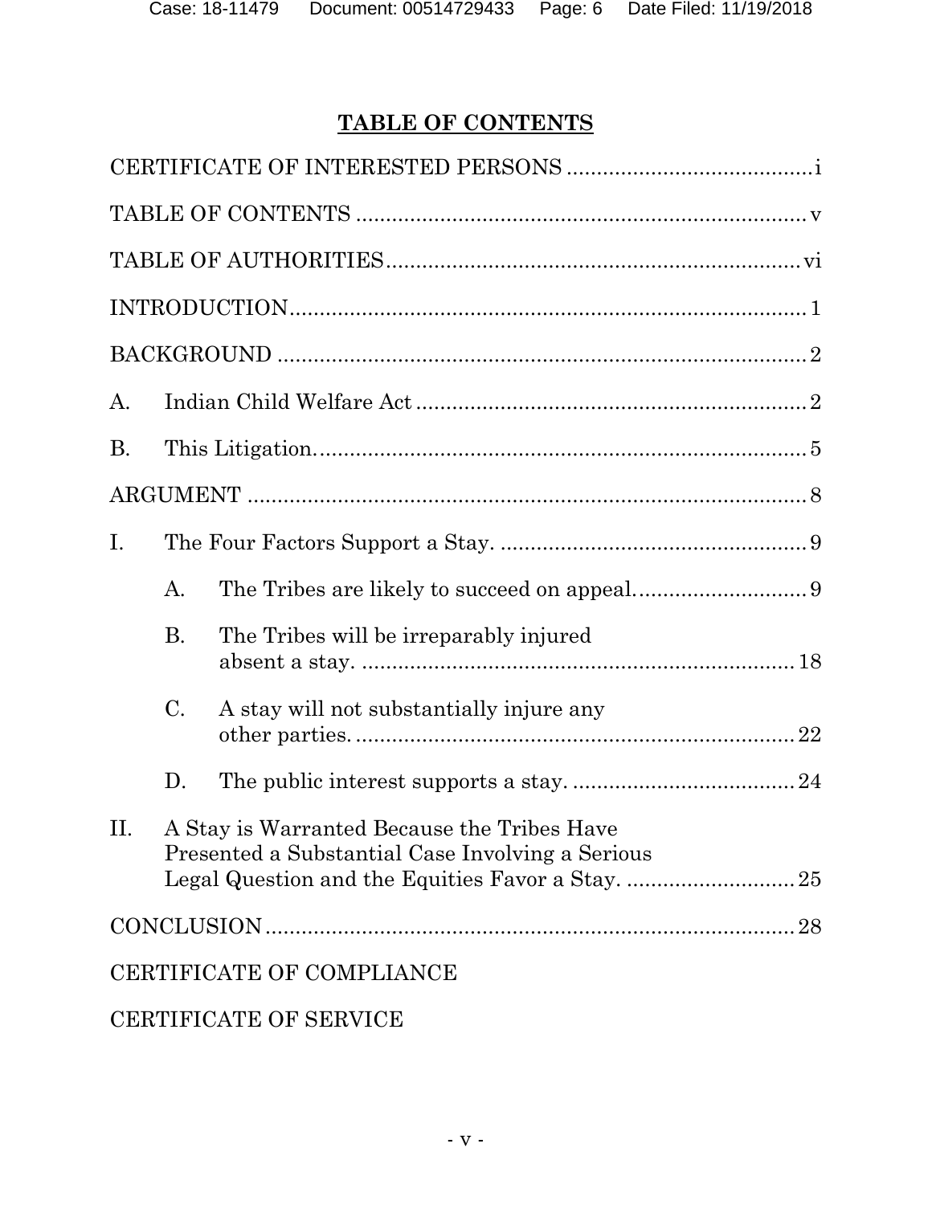## TABLE OF CONTENTS

CERTIFICATE OF INTERESTED PERSONS ........................................ i

TABLE OF CONTENTS ........................................................................ v

TABLE OF AUTHORITIES.................................................................... vi

INTRODUCTION.................................................................................... 1

BACKGROUND ...................................................................................... 2

A. Indian Child Welfare Act ................................................................ 2

B. This Litigation.................................................................................. 5

ARGUMENT ........................................................................................... 8

I. The Four Factors Support a Stay. .................................................. 9

   A. The Tribes are likely to succeed on appeal............................ 9

   B. The Tribes will be irreparably injured absent a stay. ....................................................................... 18

   C. A stay will not substantially injure any other parties. ......................................................................... 22

   D. The public interest supports a stay. .................................... 24

II. A Stay is Warranted Because the Tribes Have Presented a Substantial Case Involving a Serious Legal Question and the Equities Favor a Stay. ............................ 25

CONCLUSION...................................................................................... 28

CERTIFICATE OF COMPLIANCE

CERTIFICATE OF SERVICE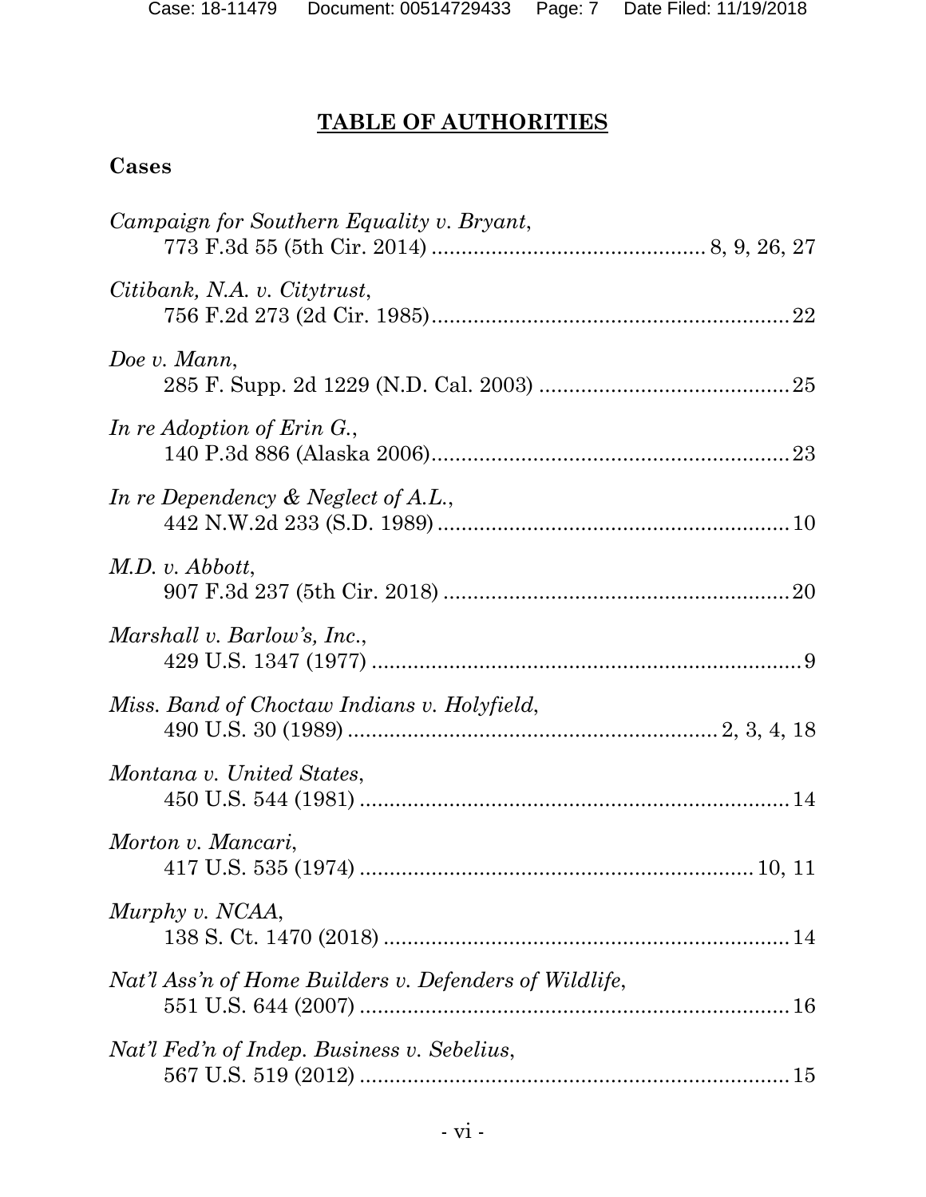# TABLE OF AUTHORITIES

## Cases

*Campaign for Southern Equality v. Bryant*,
773 F.3d 55 (5th Cir. 2014) ............................................ 8, 9, 26, 27

*Citibank, N.A. v. Citytrust*,
756 F.2d 273 (2d Cir. 1985)............................................................22

*Doe v. Mann*,
285 F. Supp. 2d 1229 (N.D. Cal. 2003) ..........................................25

*In re Adoption of Erin G.*,
140 P.3d 886 (Alaska 2006)............................................................23

*In re Dependency & Neglect of A.L.*,
442 N.W.2d 233 (S.D. 1989) ..........................................................10

*M.D. v. Abbott*,
907 F.3d 237 (5th Cir. 2018) ..........................................................20

*Marshall v. Barlow's, Inc.*,
429 U.S. 1347 (1977) .......................................................................9

*Miss. Band of Choctaw Indians v. Holyfield*,
490 U.S. 30 (1989) ............................................................ 2, 3, 4, 18

*Montana v. United States*,
450 U.S. 544 (1981) .......................................................................14

*Morton v. Mancari*,
417 U.S. 535 (1974) ................................................................. 10, 11

*Murphy v. NCAA*,
138 S. Ct. 1470 (2018) ...................................................................14

*Nat'l Ass'n of Home Builders v. Defenders of Wildlife*,
551 U.S. 644 (2007) .......................................................................16

*Nat'l Fed'n of Indep. Business v. Sebelius*,
567 U.S. 519 (2012) .......................................................................15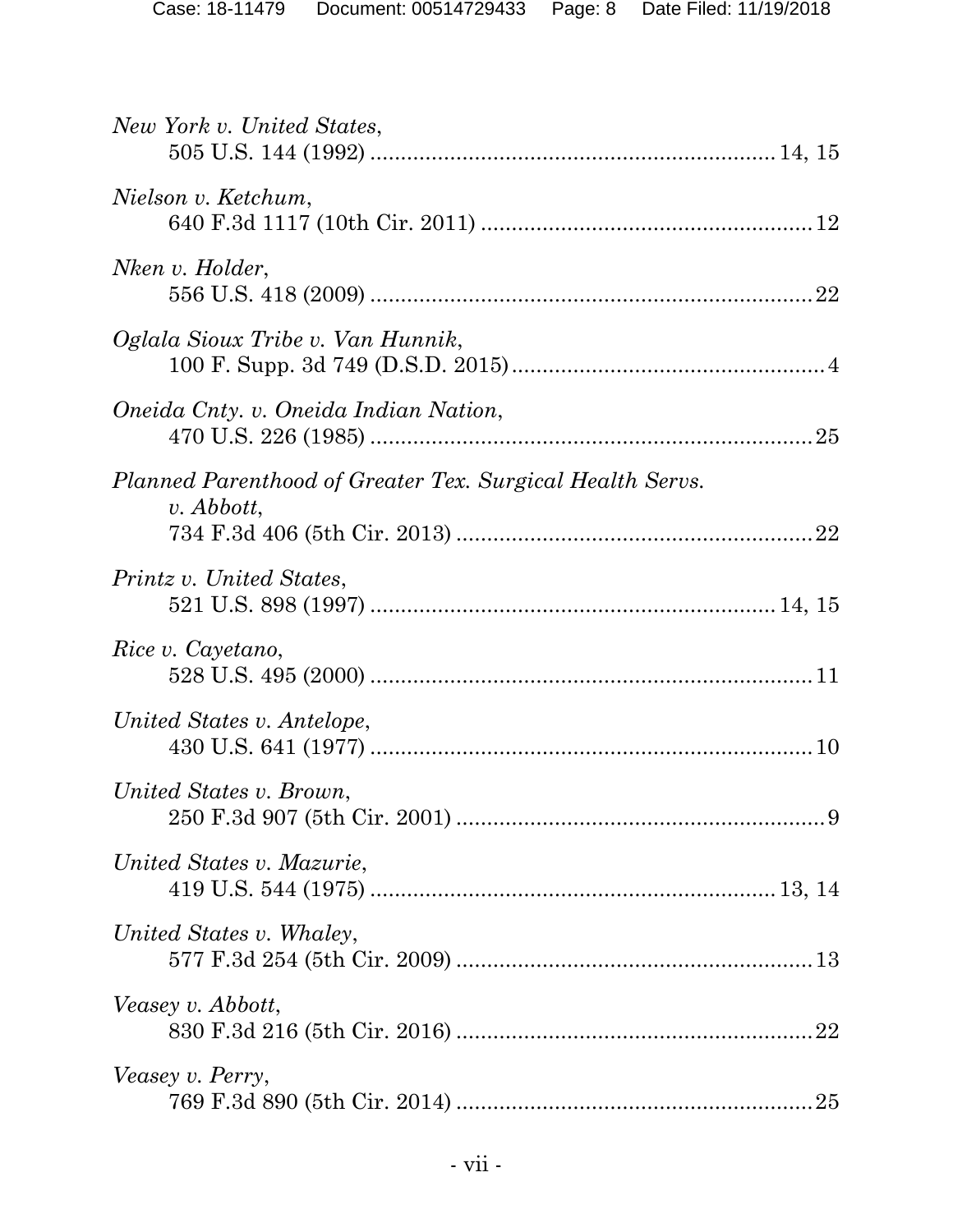*New York v. United States*,
505 U.S. 144 (1992) ................................................................ 14, 15

*Nielson v. Ketchum*,
640 F.3d 1117 (10th Cir. 2011) ..................................................... 12

*Nken v. Holder*,
556 U.S. 418 (2009) ...................................................................... 22

*Oglala Sioux Tribe v. Van Hunnik*,
100 F. Supp. 3d 749 (D.S.D. 2015) .................................................. 4

*Oneida Cnty. v. Oneida Indian Nation*,
470 U.S. 226 (1985) ...................................................................... 25

*Planned Parenthood of Greater Tex. Surgical Health Servs. v. Abbott*,
734 F.3d 406 (5th Cir. 2013) ......................................................... 22

*Printz v. United States*,
521 U.S. 898 (1997) ................................................................ 14, 15

*Rice v. Cayetano*,
528 U.S. 495 (2000) ...................................................................... 11

*United States v. Antelope*,
430 U.S. 641 (1977) ...................................................................... 10

*United States v. Brown*,
250 F.3d 907 (5th Cir. 2001) ........................................................... 9

*United States v. Mazurie*,
419 U.S. 544 (1975) ................................................................ 13, 14

*United States v. Whaley*,
577 F.3d 254 (5th Cir. 2009) ......................................................... 13

*Veasey v. Abbott*,
830 F.3d 216 (5th Cir. 2016) ......................................................... 22

*Veasey v. Perry*,
769 F.3d 890 (5th Cir. 2014) ......................................................... 25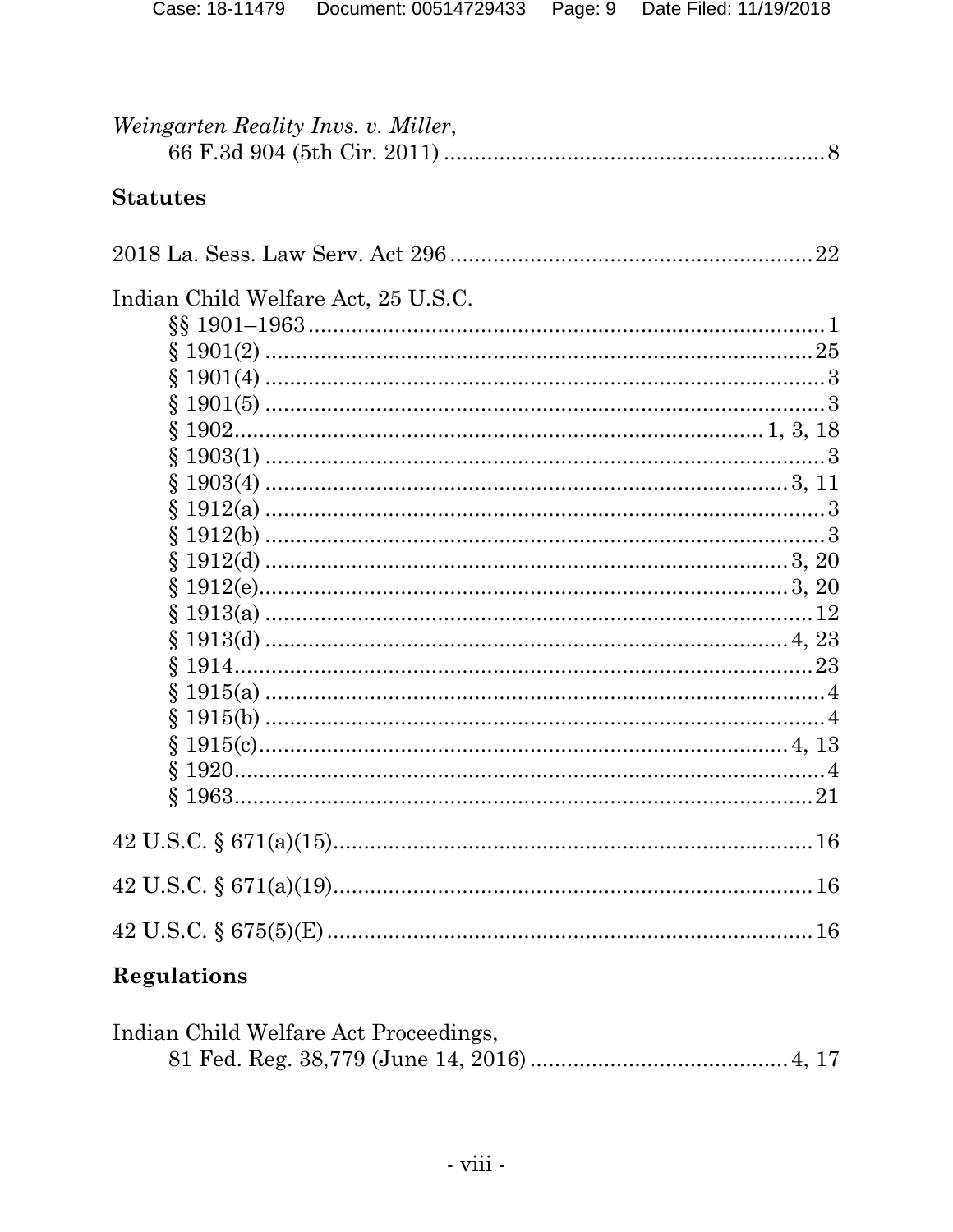*Weingarten Realty Invs. v. Miller*,
66 F.3d 904 (5th Cir. 2011) .............................................................. 8

### Statutes

2018 La. Sess. Law Serv. Act 296 .......................................................... 22

Indian Child Welfare Act, 25 U.S.C.
- §§ 1901–1963 .................................................................................... 1
- § 1901(2) ......................................................................................... 25
- § 1901(4) ........................................................................................... 3
- § 1901(5) ........................................................................................... 3
- § 1902 ................................................................................... 1, 3, 18
- § 1903(1) ........................................................................................... 3
- § 1903(4) ....................................................................................... 3, 11
- § 1912(a) ........................................................................................... 3
- § 1912(b) ........................................................................................... 3
- § 1912(d) ....................................................................................... 3, 20
- § 1912(e) ....................................................................................... 3, 20
- § 1913(a) ......................................................................................... 12
- § 1913(d) ....................................................................................... 4, 23
- § 1914 .............................................................................................. 23
- § 1915(a) ........................................................................................... 4
- § 1915(b) ........................................................................................... 4
- § 1915(c) ....................................................................................... 4, 13
- § 1920 ................................................................................................ 4
- § 1963 .............................................................................................. 21

42 U.S.C. § 671(a)(15) .............................................................................. 16

42 U.S.C. § 671(a)(19) .............................................................................. 16

42 U.S.C. § 675(5)(E) ................................................................................ 16

### Regulations

Indian Child Welfare Act Proceedings,
81 Fed. Reg. 38,779 (June 14, 2016) ........................................... 4, 17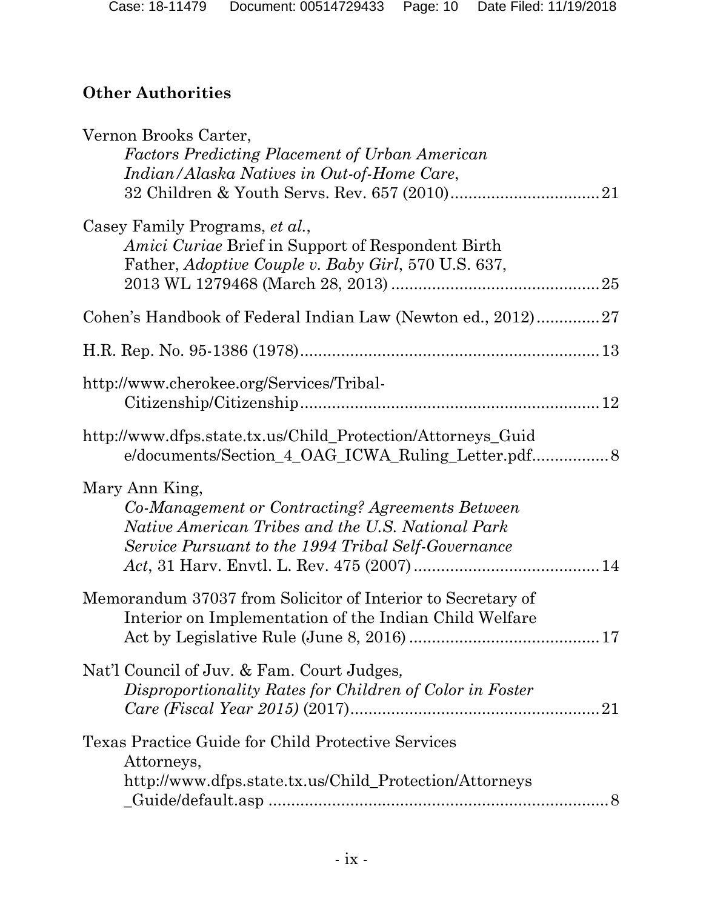## Other Authorities

Vernon Brooks Carter, *Factors Predicting Placement of Urban American Indian/Alaska Natives in Out-of-Home Care*, 32 Children & Youth Servs. Rev. 657 (2010) ................................ 21

Casey Family Programs, *et al.*, *Amici Curiae* Brief in Support of Respondent Birth Father, *Adoptive Couple v. Baby Girl*, 570 U.S. 637, 2013 WL 1279468 (March 28, 2013) ............................................ 25

Cohen's Handbook of Federal Indian Law (Newton ed., 2012) .............. 27

H.R. Rep. No. 95-1386 (1978) ................................................................ 13

http://www.cherokee.org/Services/Tribal-Citizenship/Citizenship ................................................................. 12

http://www.dfps.state.tx.us/Child_Protection/Attorneys_Guide/documents/Section_4_OAG_ICWA_Ruling_Letter.pdf ................ 8

Mary Ann King, *Co-Management or Contracting? Agreements Between Native American Tribes and the U.S. National Park Service Pursuant to the 1994 Tribal Self-Governance Act*, 31 Harv. Envtl. L. Rev. 475 (2007) ........................................ 14

Memorandum 37037 from Solicitor of Interior to Secretary of Interior on Implementation of the Indian Child Welfare Act by Legislative Rule (June 8, 2016) ......................................... 17

Nat'l Council of Juv. & Fam. Court Judges, *Disproportionality Rates for Children of Color in Foster Care (Fiscal Year 2015)* (2017) ...................................................... 21

Texas Practice Guide for Child Protective Services Attorneys, http://www.dfps.state.tx.us/Child_Protection/Attorneys_Guide/default.asp ........................................................................ 8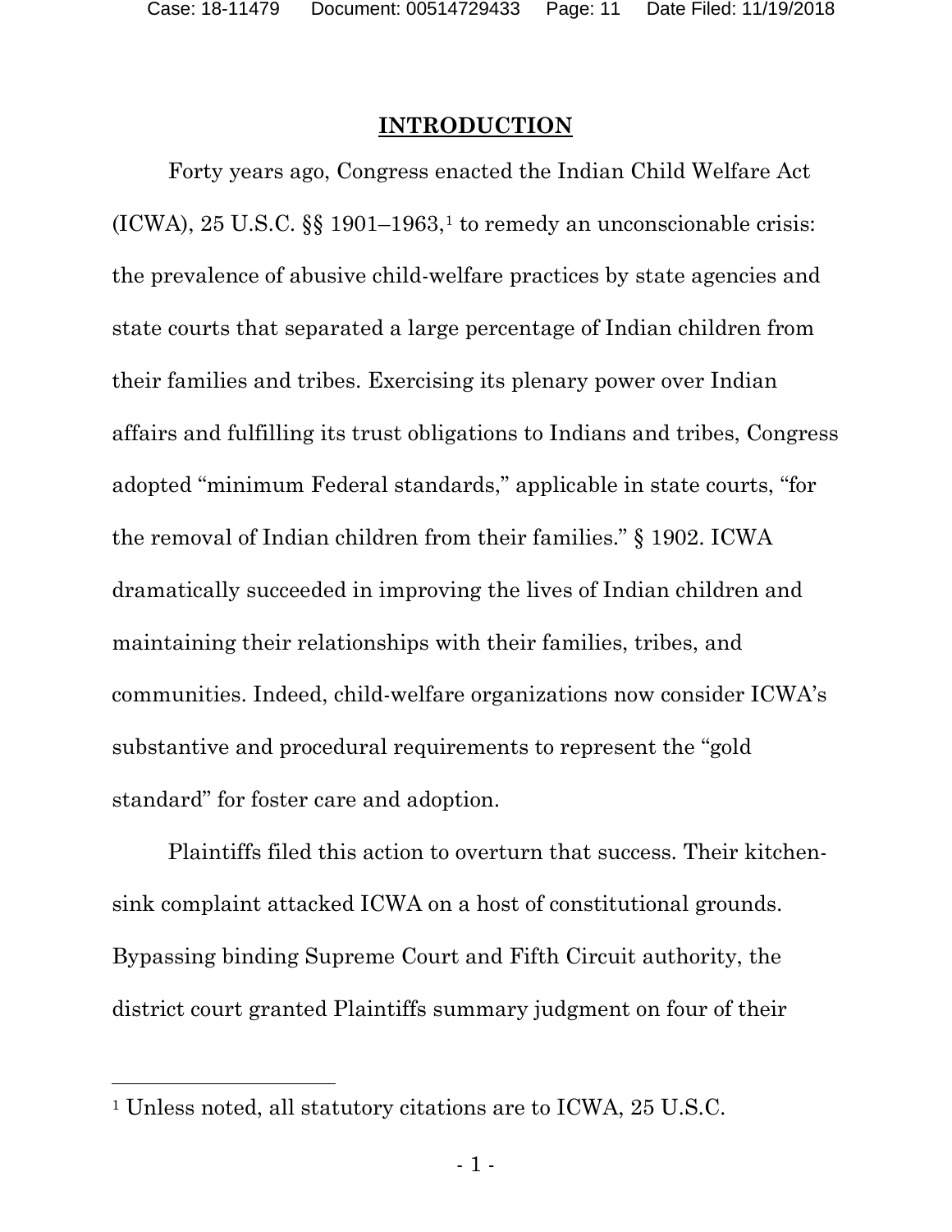## INTRODUCTION

Forty years ago, Congress enacted the Indian Child Welfare Act (ICWA), 25 U.S.C. §§ 1901–1963,[1] to remedy an unconscionable crisis: the prevalence of abusive child-welfare practices by state agencies and state courts that separated a large percentage of Indian children from their families and tribes. Exercising its plenary power over Indian affairs and fulfilling its trust obligations to Indians and tribes, Congress adopted "minimum Federal standards," applicable in state courts, "for the removal of Indian children from their families." § 1902. ICWA dramatically succeeded in improving the lives of Indian children and maintaining their relationships with their families, tribes, and communities. Indeed, child-welfare organizations now consider ICWA's substantive and procedural requirements to represent the "gold standard" for foster care and adoption.

Plaintiffs filed this action to overturn that success. Their kitchen-sink complaint attacked ICWA on a host of constitutional grounds. Bypassing binding Supreme Court and Fifth Circuit authority, the district court granted Plaintiffs summary judgment on four of their

[1] Unless noted, all statutory citations are to ICWA, 25 U.S.C.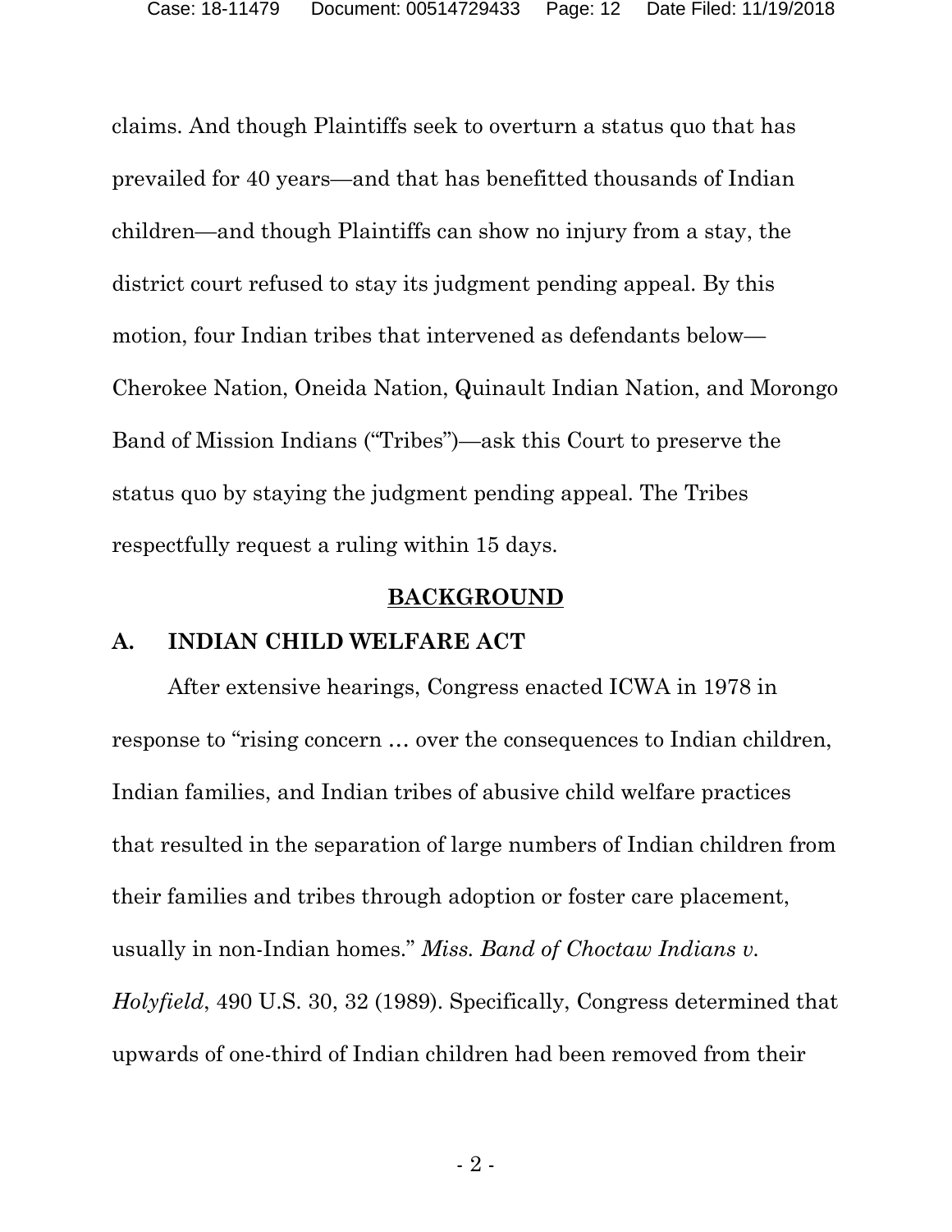claims. And though Plaintiffs seek to overturn a status quo that has prevailed for 40 years—and that has benefitted thousands of Indian children—and though Plaintiffs can show no injury from a stay, the district court refused to stay its judgment pending appeal. By this motion, four Indian tribes that intervened as defendants below—Cherokee Nation, Oneida Nation, Quinault Indian Nation, and Morongo Band of Mission Indians ("Tribes")—ask this Court to preserve the status quo by staying the judgment pending appeal. The Tribes respectfully request a ruling within 15 days.

## BACKGROUND

### A. INDIAN CHILD WELFARE ACT

After extensive hearings, Congress enacted ICWA in 1978 in response to "rising concern … over the consequences to Indian children, Indian families, and Indian tribes of abusive child welfare practices that resulted in the separation of large numbers of Indian children from their families and tribes through adoption or foster care placement, usually in non-Indian homes." *Miss. Band of Choctaw Indians v. Holyfield*, 490 U.S. 30, 32 (1989). Specifically, Congress determined that upwards of one-third of Indian children had been removed from their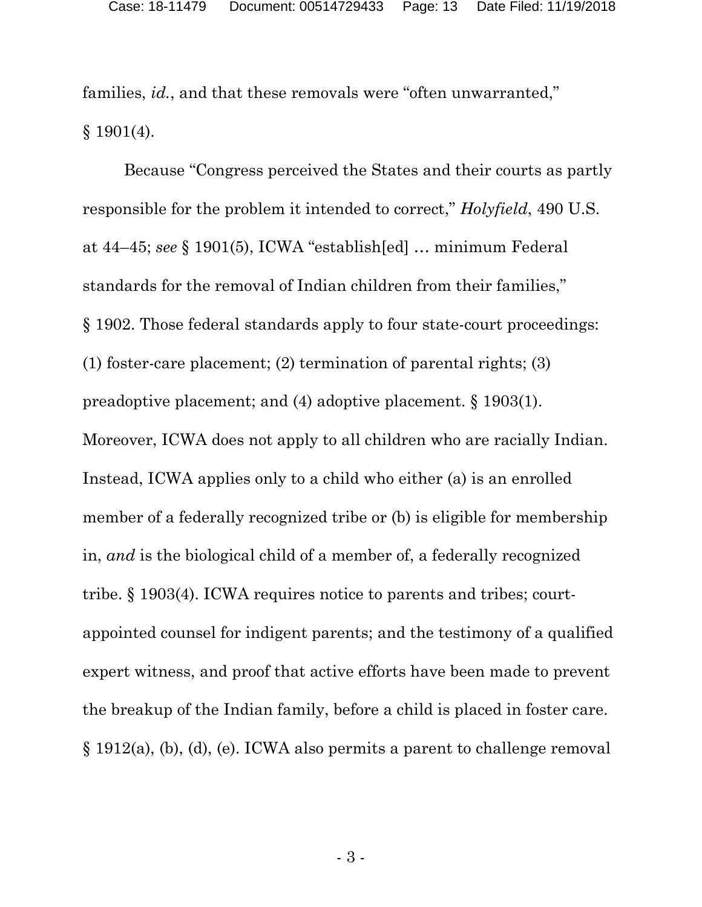families, *id.*, and that these removals were "often unwarranted," § 1901(4).

Because "Congress perceived the States and their courts as partly responsible for the problem it intended to correct," *Holyfield*, 490 U.S. at 44–45; *see* § 1901(5), ICWA "establish[ed] … minimum Federal standards for the removal of Indian children from their families," § 1902. Those federal standards apply to four state-court proceedings: (1) foster-care placement; (2) termination of parental rights; (3) preadoptive placement; and (4) adoptive placement. § 1903(1). Moreover, ICWA does not apply to all children who are racially Indian. Instead, ICWA applies only to a child who either (a) is an enrolled member of a federally recognized tribe or (b) is eligible for membership in, *and* is the biological child of a member of, a federally recognized tribe. § 1903(4). ICWA requires notice to parents and tribes; court-appointed counsel for indigent parents; and the testimony of a qualified expert witness, and proof that active efforts have been made to prevent the breakup of the Indian family, before a child is placed in foster care. § 1912(a), (b), (d), (e). ICWA also permits a parent to challenge removal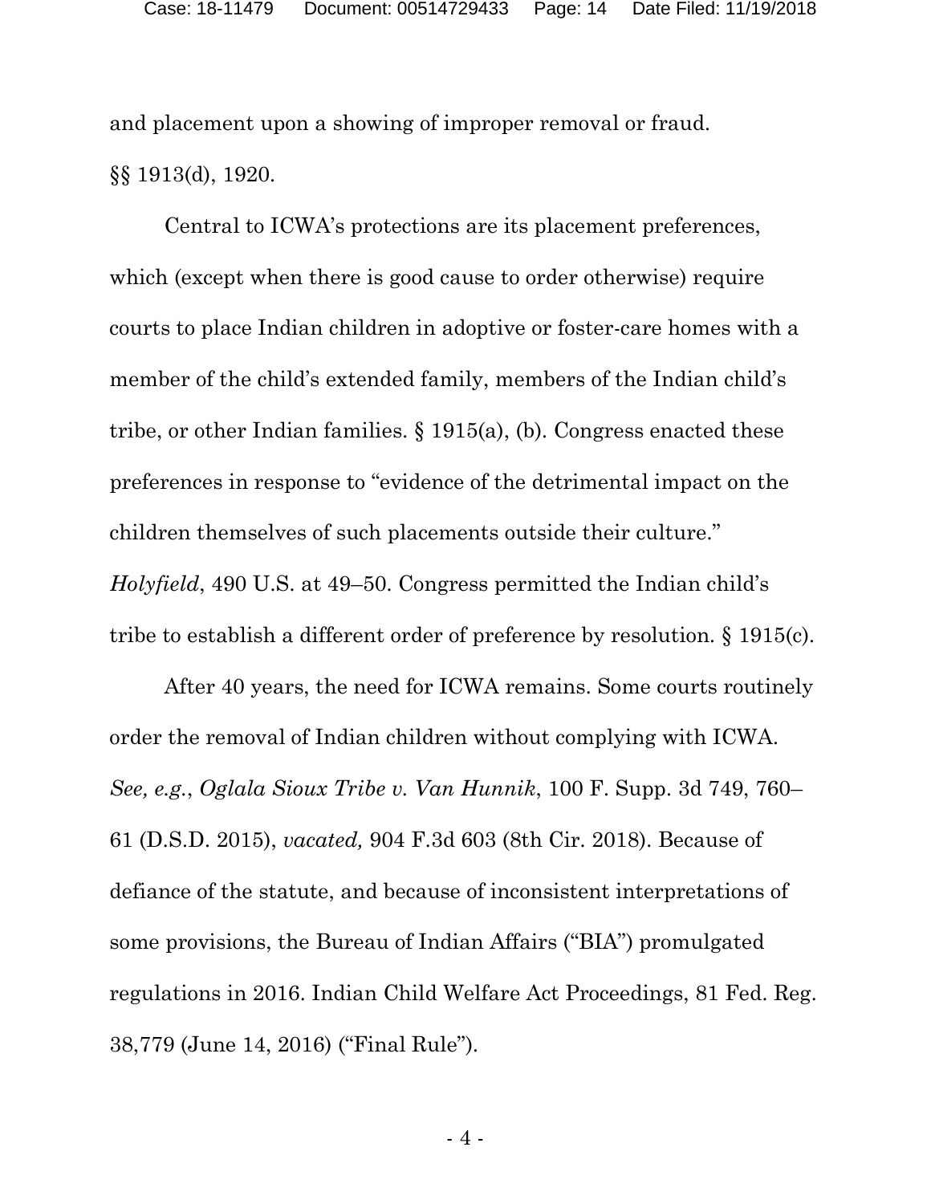and placement upon a showing of improper removal or fraud. §§ 1913(d), 1920.

Central to ICWA's protections are its placement preferences, which (except when there is good cause to order otherwise) require courts to place Indian children in adoptive or foster-care homes with a member of the child's extended family, members of the Indian child's tribe, or other Indian families. § 1915(a), (b). Congress enacted these preferences in response to "evidence of the detrimental impact on the children themselves of such placements outside their culture." *Holyfield*, 490 U.S. at 49–50. Congress permitted the Indian child's tribe to establish a different order of preference by resolution. § 1915(c).

After 40 years, the need for ICWA remains. Some courts routinely order the removal of Indian children without complying with ICWA. *See, e.g.*, *Oglala Sioux Tribe v. Van Hunnik*, 100 F. Supp. 3d 749, 760–61 (D.S.D. 2015), *vacated,* 904 F.3d 603 (8th Cir. 2018). Because of defiance of the statute, and because of inconsistent interpretations of some provisions, the Bureau of Indian Affairs ("BIA") promulgated regulations in 2016. Indian Child Welfare Act Proceedings, 81 Fed. Reg. 38,779 (June 14, 2016) ("Final Rule").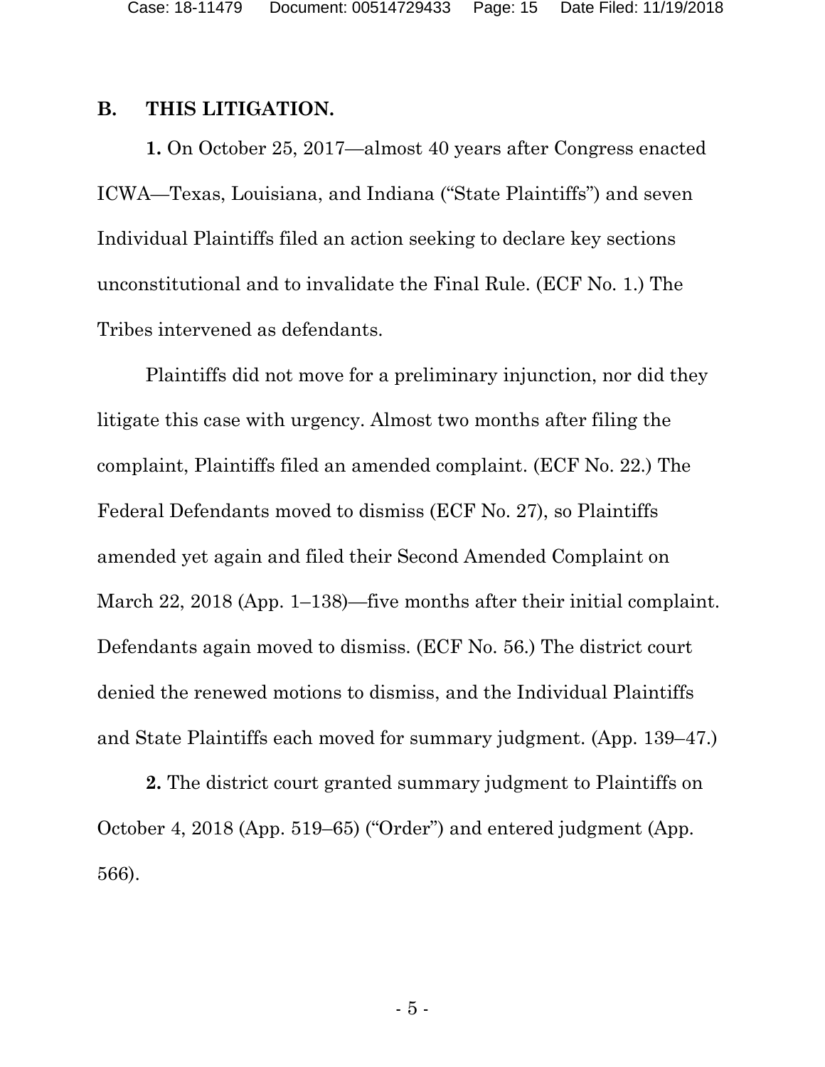## B. THIS LITIGATION.

**1.** On October 25, 2017—almost 40 years after Congress enacted ICWA—Texas, Louisiana, and Indiana ("State Plaintiffs") and seven Individual Plaintiffs filed an action seeking to declare key sections unconstitutional and to invalidate the Final Rule. (ECF No. 1.) The Tribes intervened as defendants.

Plaintiffs did not move for a preliminary injunction, nor did they litigate this case with urgency. Almost two months after filing the complaint, Plaintiffs filed an amended complaint. (ECF No. 22.) The Federal Defendants moved to dismiss (ECF No. 27), so Plaintiffs amended yet again and filed their Second Amended Complaint on March 22, 2018 (App. 1–138)—five months after their initial complaint. Defendants again moved to dismiss. (ECF No. 56.) The district court denied the renewed motions to dismiss, and the Individual Plaintiffs and State Plaintiffs each moved for summary judgment. (App. 139–47.)

**2.** The district court granted summary judgment to Plaintiffs on October 4, 2018 (App. 519–65) ("Order") and entered judgment (App. 566).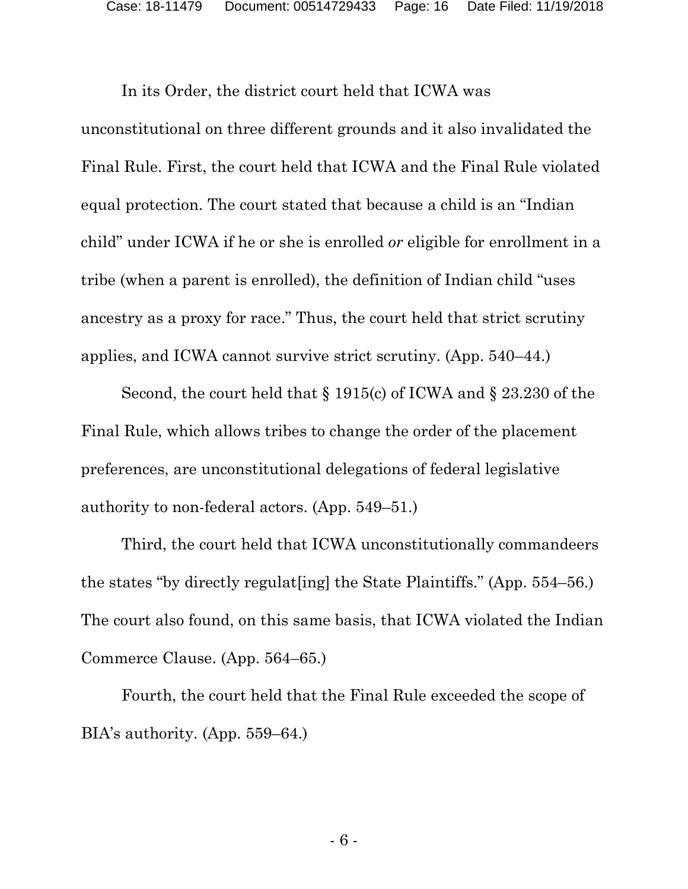In its Order, the district court held that ICWA was unconstitutional on three different grounds and it also invalidated the Final Rule. First, the court held that ICWA and the Final Rule violated equal protection. The court stated that because a child is an "Indian child" under ICWA if he or she is enrolled *or* eligible for enrollment in a tribe (when a parent is enrolled), the definition of Indian child "uses ancestry as a proxy for race." Thus, the court held that strict scrutiny applies, and ICWA cannot survive strict scrutiny. (App. 540–44.)

Second, the court held that § 1915(c) of ICWA and § 23.230 of the Final Rule, which allows tribes to change the order of the placement preferences, are unconstitutional delegations of federal legislative authority to non-federal actors. (App. 549–51.)

Third, the court held that ICWA unconstitutionally commandeers the states "by directly regulat[ing] the State Plaintiffs." (App. 554–56.) The court also found, on this same basis, that ICWA violated the Indian Commerce Clause. (App. 564–65.)

Fourth, the court held that the Final Rule exceeded the scope of BIA's authority. (App. 559–64.)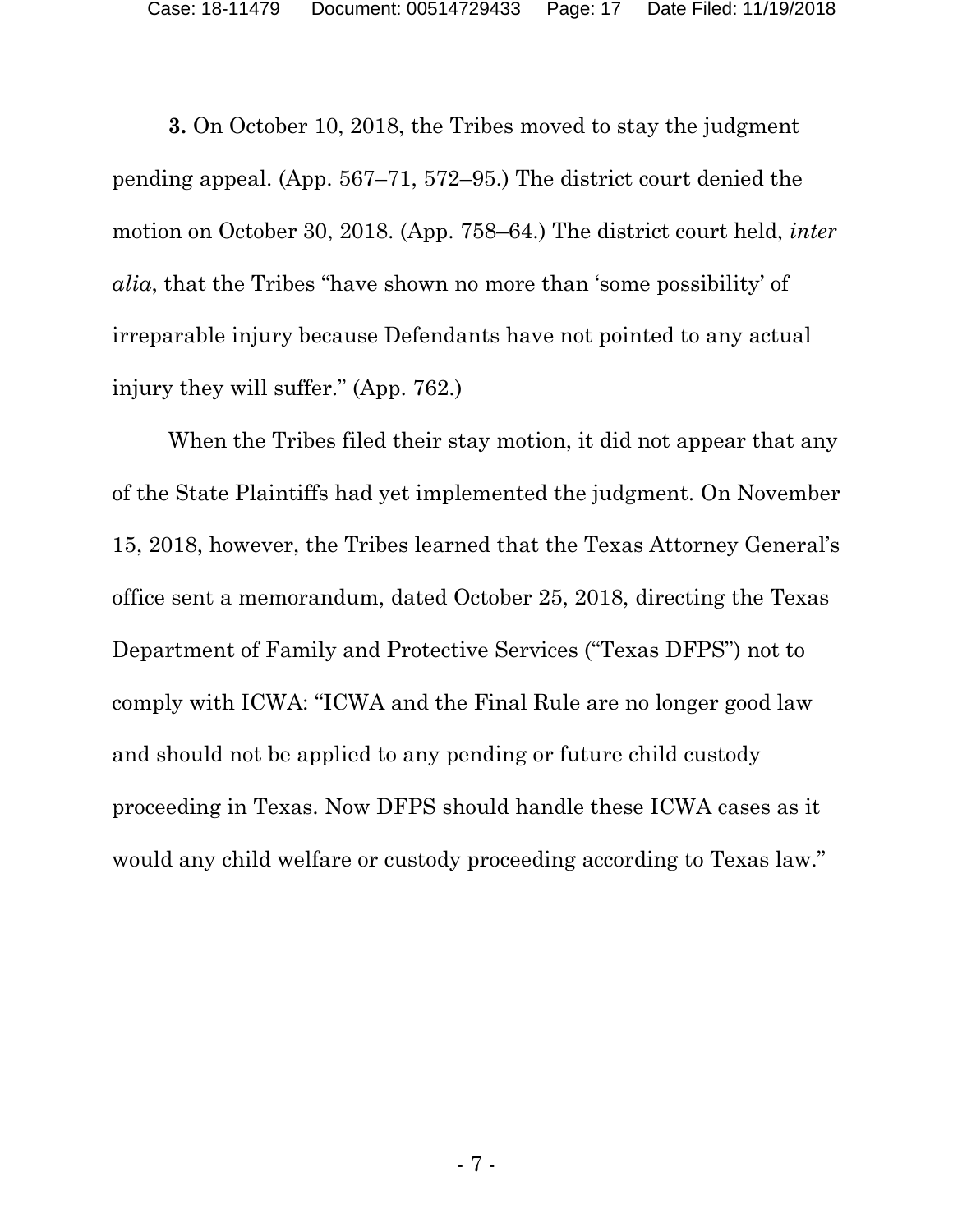**3.** On October 10, 2018, the Tribes moved to stay the judgment pending appeal. (App. 567–71, 572–95.) The district court denied the motion on October 30, 2018. (App. 758–64.) The district court held, *inter alia*, that the Tribes "have shown no more than 'some possibility' of irreparable injury because Defendants have not pointed to any actual injury they will suffer." (App. 762.)

When the Tribes filed their stay motion, it did not appear that any of the State Plaintiffs had yet implemented the judgment. On November 15, 2018, however, the Tribes learned that the Texas Attorney General's office sent a memorandum, dated October 25, 2018, directing the Texas Department of Family and Protective Services ("Texas DFPS") not to comply with ICWA: "ICWA and the Final Rule are no longer good law and should not be applied to any pending or future child custody proceeding in Texas. Now DFPS should handle these ICWA cases as it would any child welfare or custody proceeding according to Texas law."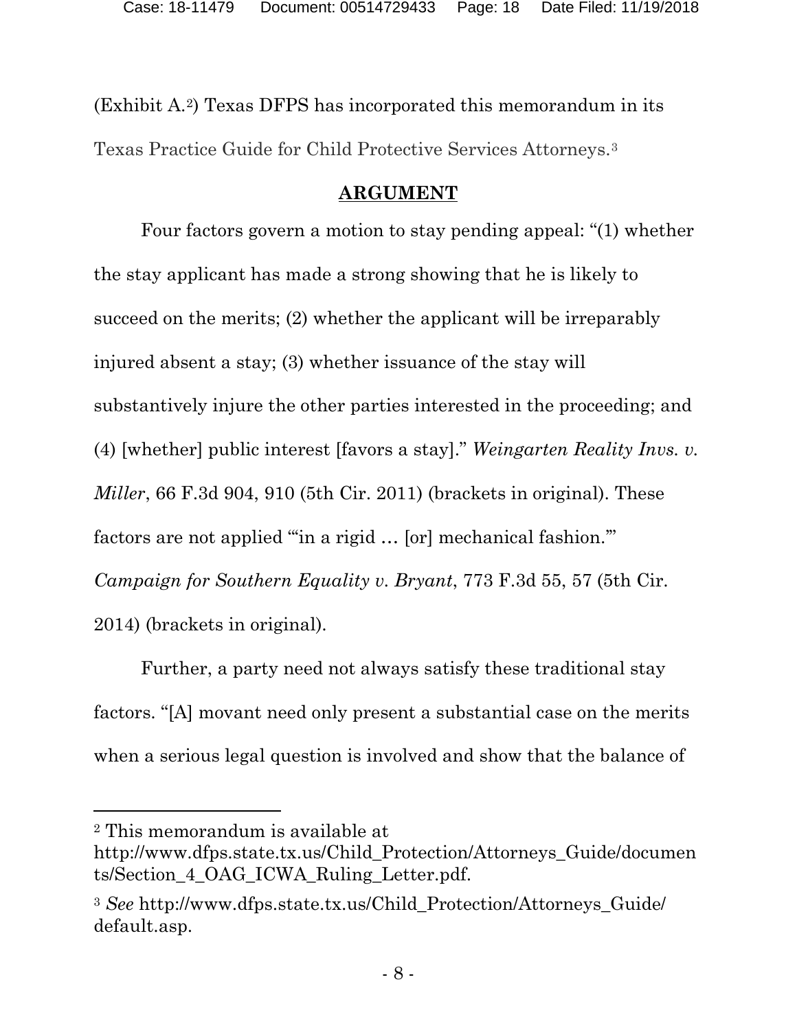(Exhibit A.[2]) Texas DFPS has incorporated this memorandum in its Texas Practice Guide for Child Protective Services Attorneys.[3]

## ARGUMENT

Four factors govern a motion to stay pending appeal: "(1) whether the stay applicant has made a strong showing that he is likely to succeed on the merits; (2) whether the applicant will be irreparably injured absent a stay; (3) whether issuance of the stay will substantively injure the other parties interested in the proceeding; and (4) [whether] public interest [favors a stay]." *Weingarten Realty Invs. v. Miller*, 66 F.3d 904, 910 (5th Cir. 2011) (brackets in original). These factors are not applied "'in a rigid … [or] mechanical fashion.'" *Campaign for Southern Equality v. Bryant*, 773 F.3d 55, 57 (5th Cir. 2014) (brackets in original).

Further, a party need not always satisfy these traditional stay factors. "[A] movant need only present a substantial case on the merits when a serious legal question is involved and show that the balance of

---

[2] This memorandum is available at http://www.dfps.state.tx.us/Child_Protection/Attorneys_Guide/documents/Section_4_OAG_ICWA_Ruling_Letter.pdf.

[3] *See* http://www.dfps.state.tx.us/Child_Protection/Attorneys_Guide/default.asp.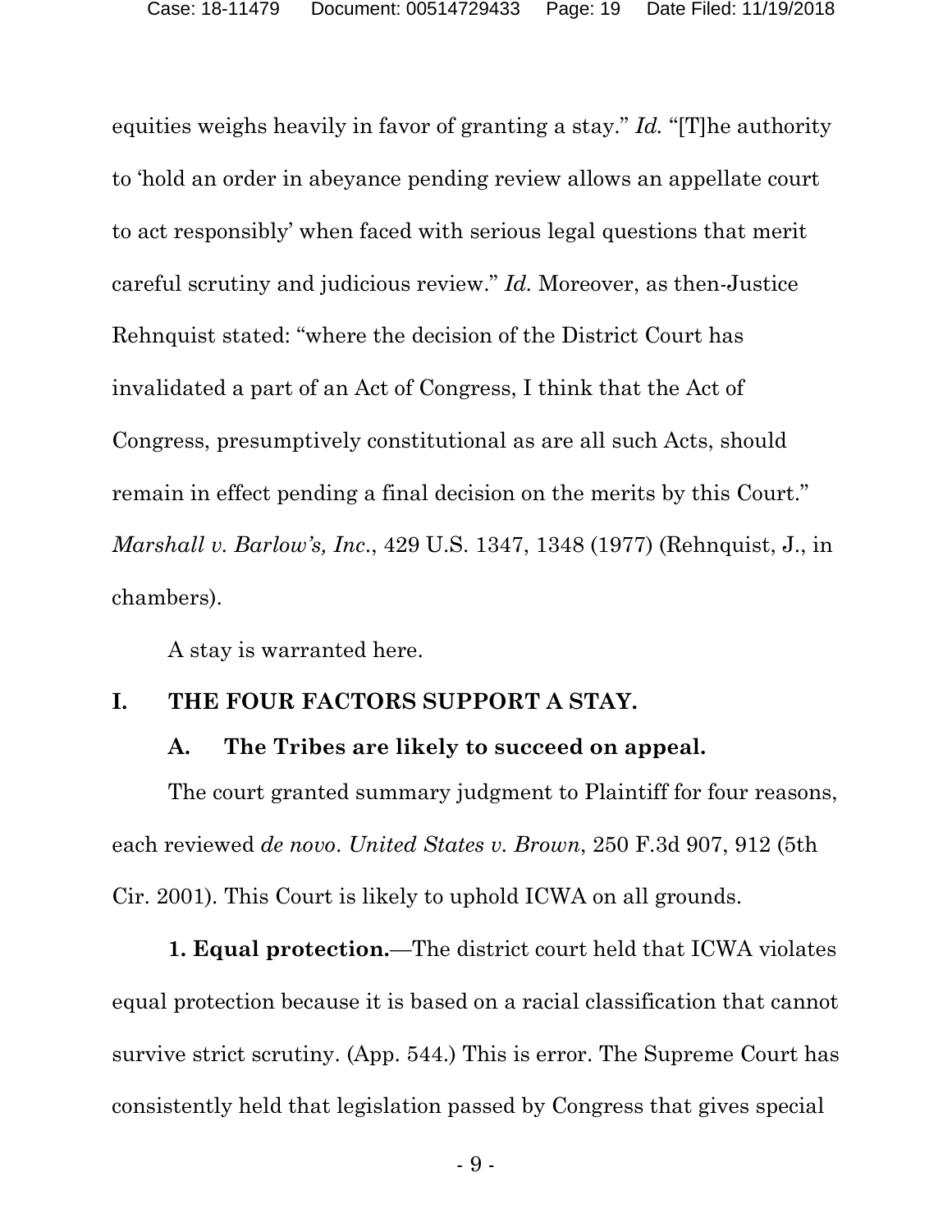equities weighs heavily in favor of granting a stay." *Id.* "[T]he authority to 'hold an order in abeyance pending review allows an appellate court to act responsibly' when faced with serious legal questions that merit careful scrutiny and judicious review." *Id.* Moreover, as then-Justice Rehnquist stated: "where the decision of the District Court has invalidated a part of an Act of Congress, I think that the Act of Congress, presumptively constitutional as are all such Acts, should remain in effect pending a final decision on the merits by this Court." *Marshall v. Barlow's, Inc.*, 429 U.S. 1347, 1348 (1977) (Rehnquist, J., in chambers).

A stay is warranted here.

## I. THE FOUR FACTORS SUPPORT A STAY.

### A. The Tribes are likely to succeed on appeal.

The court granted summary judgment to Plaintiff for four reasons, each reviewed *de novo*. *United States v. Brown*, 250 F.3d 907, 912 (5th Cir. 2001). This Court is likely to uphold ICWA on all grounds.

**1. Equal protection.**—The district court held that ICWA violates equal protection because it is based on a racial classification that cannot survive strict scrutiny. (App. 544.) This is error. The Supreme Court has consistently held that legislation passed by Congress that gives special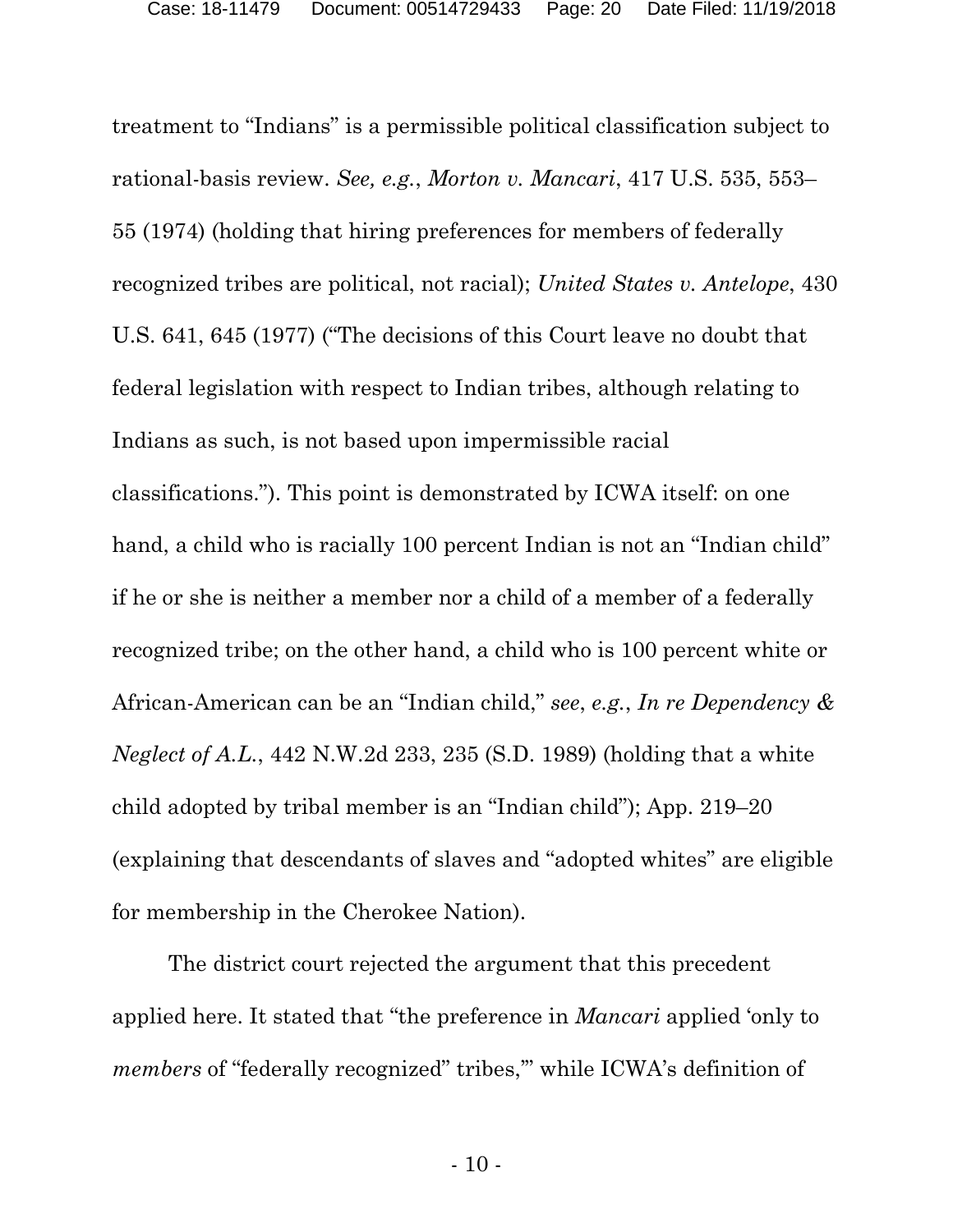treatment to "Indians" is a permissible political classification subject to rational-basis review. *See, e.g.*, *Morton v. Mancari*, 417 U.S. 535, 553–55 (1974) (holding that hiring preferences for members of federally recognized tribes are political, not racial); *United States v. Antelope*, 430 U.S. 641, 645 (1977) ("The decisions of this Court leave no doubt that federal legislation with respect to Indian tribes, although relating to Indians as such, is not based upon impermissible racial classifications."). This point is demonstrated by ICWA itself: on one hand, a child who is racially 100 percent Indian is not an "Indian child" if he or she is neither a member nor a child of a member of a federally recognized tribe; on the other hand, a child who is 100 percent white or African-American can be an "Indian child," *see*, *e.g.*, *In re Dependency & Neglect of A.L.*, 442 N.W.2d 233, 235 (S.D. 1989) (holding that a white child adopted by tribal member is an "Indian child"); App. 219–20 (explaining that descendants of slaves and "adopted whites" are eligible for membership in the Cherokee Nation).

The district court rejected the argument that this precedent applied here. It stated that "the preference in *Mancari* applied 'only to *members* of "federally recognized" tribes,'" while ICWA's definition of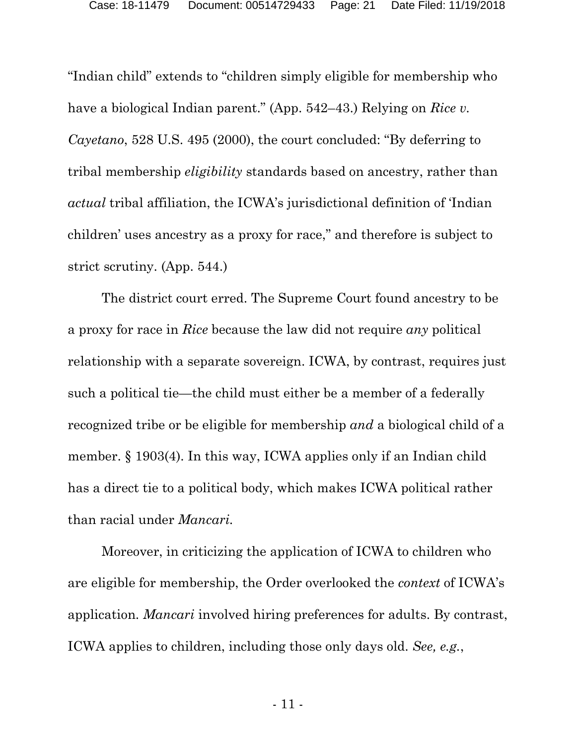"Indian child" extends to "children simply eligible for membership who have a biological Indian parent." (App. 542–43.) Relying on *Rice v. Cayetano*, 528 U.S. 495 (2000), the court concluded: "By deferring to tribal membership *eligibility* standards based on ancestry, rather than *actual* tribal affiliation, the ICWA's jurisdictional definition of 'Indian children' uses ancestry as a proxy for race," and therefore is subject to strict scrutiny. (App. 544.)

The district court erred. The Supreme Court found ancestry to be a proxy for race in *Rice* because the law did not require *any* political relationship with a separate sovereign. ICWA, by contrast, requires just such a political tie—the child must either be a member of a federally recognized tribe or be eligible for membership *and* a biological child of a member. § 1903(4). In this way, ICWA applies only if an Indian child has a direct tie to a political body, which makes ICWA political rather than racial under *Mancari*.

Moreover, in criticizing the application of ICWA to children who are eligible for membership, the Order overlooked the *context* of ICWA's application. *Mancari* involved hiring preferences for adults. By contrast, ICWA applies to children, including those only days old. *See, e.g.*,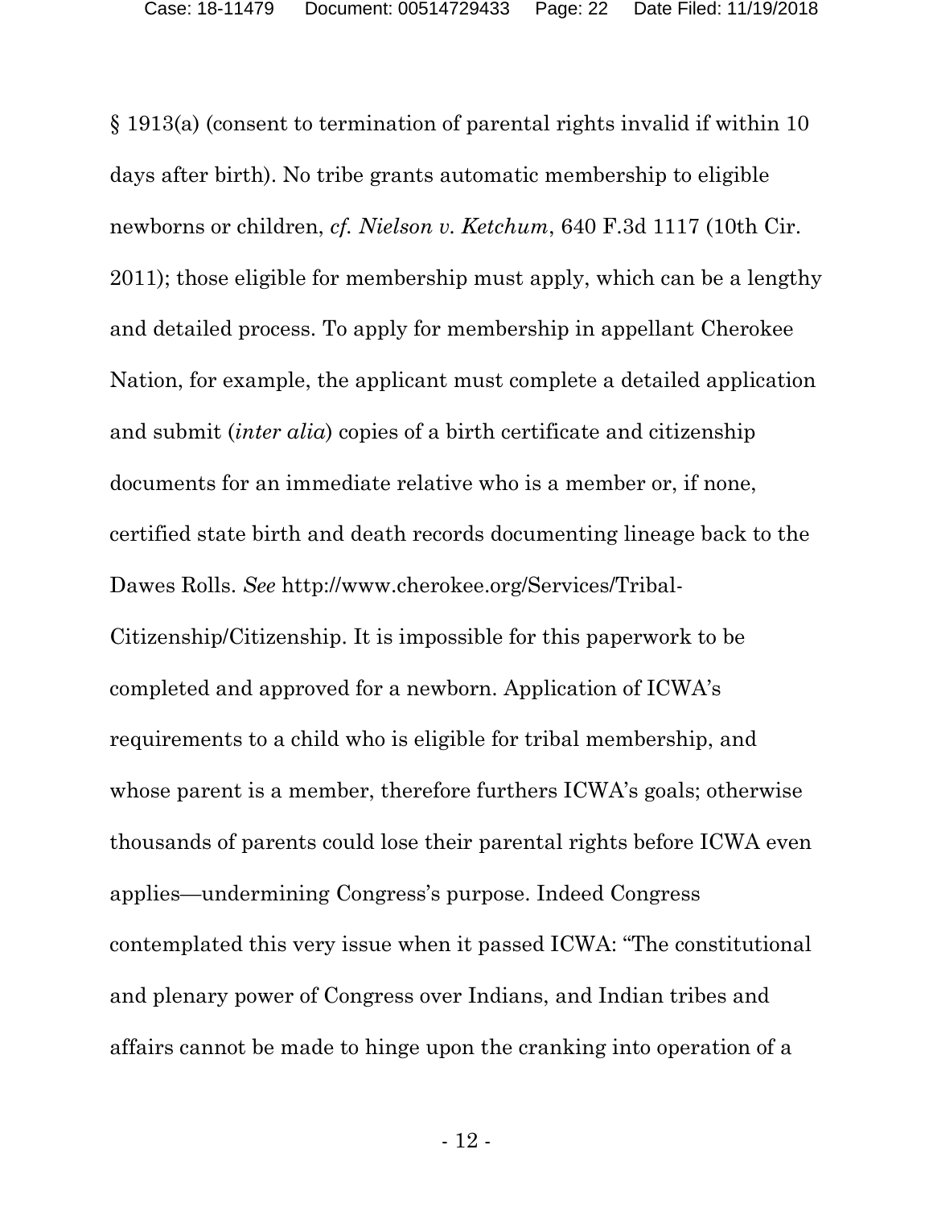§ 1913(a) (consent to termination of parental rights invalid if within 10 days after birth). No tribe grants automatic membership to eligible newborns or children, *cf. Nielson v. Ketchum*, 640 F.3d 1117 (10th Cir. 2011); those eligible for membership must apply, which can be a lengthy and detailed process. To apply for membership in appellant Cherokee Nation, for example, the applicant must complete a detailed application and submit (*inter alia*) copies of a birth certificate and citizenship documents for an immediate relative who is a member or, if none, certified state birth and death records documenting lineage back to the Dawes Rolls. *See* http://www.cherokee.org/Services/Tribal-Citizenship/Citizenship. It is impossible for this paperwork to be completed and approved for a newborn. Application of ICWA's requirements to a child who is eligible for tribal membership, and whose parent is a member, therefore furthers ICWA's goals; otherwise thousands of parents could lose their parental rights before ICWA even applies—undermining Congress's purpose. Indeed Congress contemplated this very issue when it passed ICWA: "The constitutional and plenary power of Congress over Indians, and Indian tribes and affairs cannot be made to hinge upon the cranking into operation of a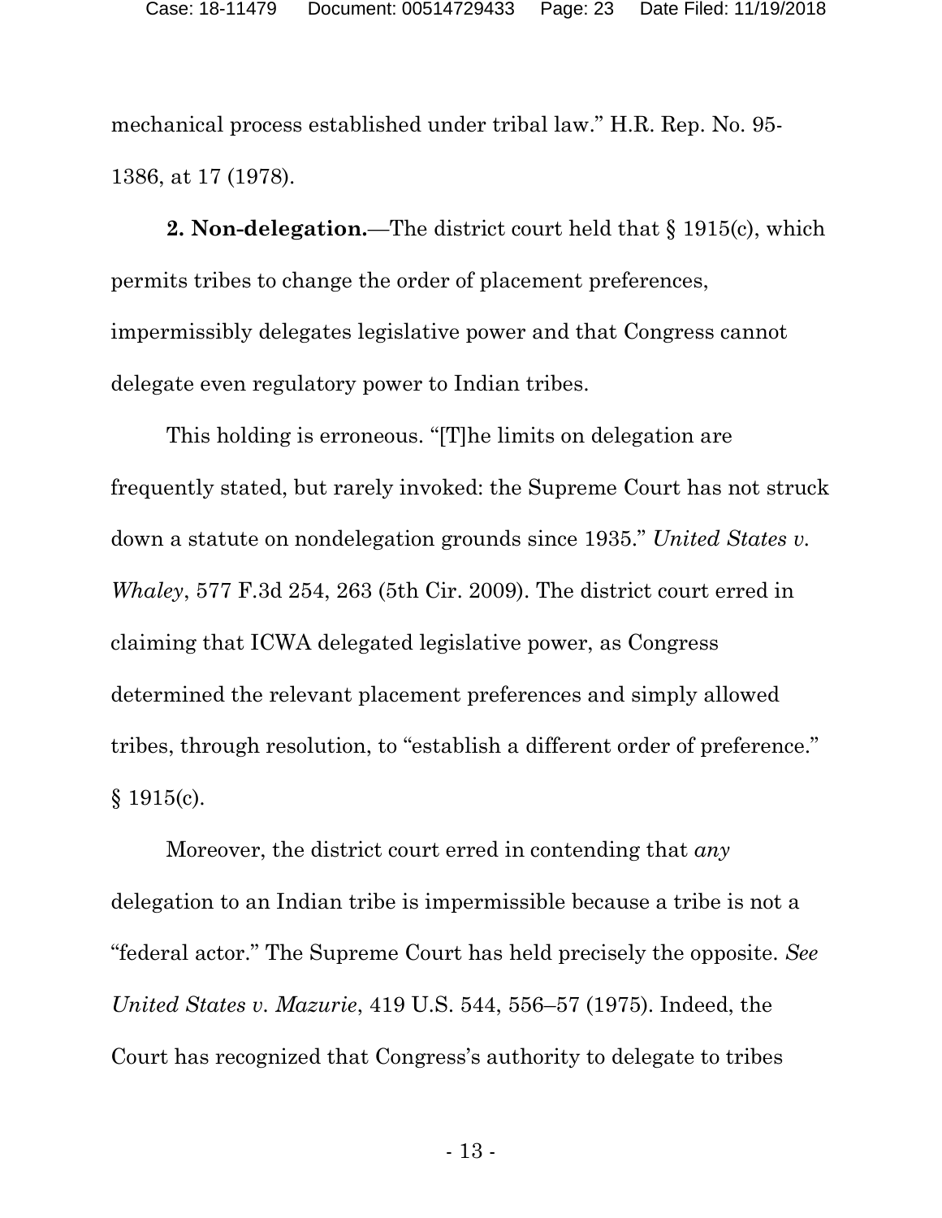mechanical process established under tribal law." H.R. Rep. No. 95-1386, at 17 (1978).

**2. Non-delegation.**—The district court held that § 1915(c), which permits tribes to change the order of placement preferences, impermissibly delegates legislative power and that Congress cannot delegate even regulatory power to Indian tribes.

This holding is erroneous. "[T]he limits on delegation are frequently stated, but rarely invoked: the Supreme Court has not struck down a statute on nondelegation grounds since 1935." *United States v. Whaley*, 577 F.3d 254, 263 (5th Cir. 2009). The district court erred in claiming that ICWA delegated legislative power, as Congress determined the relevant placement preferences and simply allowed tribes, through resolution, to "establish a different order of preference." § 1915(c).

Moreover, the district court erred in contending that *any* delegation to an Indian tribe is impermissible because a tribe is not a "federal actor." The Supreme Court has held precisely the opposite. *See United States v. Mazurie*, 419 U.S. 544, 556–57 (1975). Indeed, the Court has recognized that Congress's authority to delegate to tribes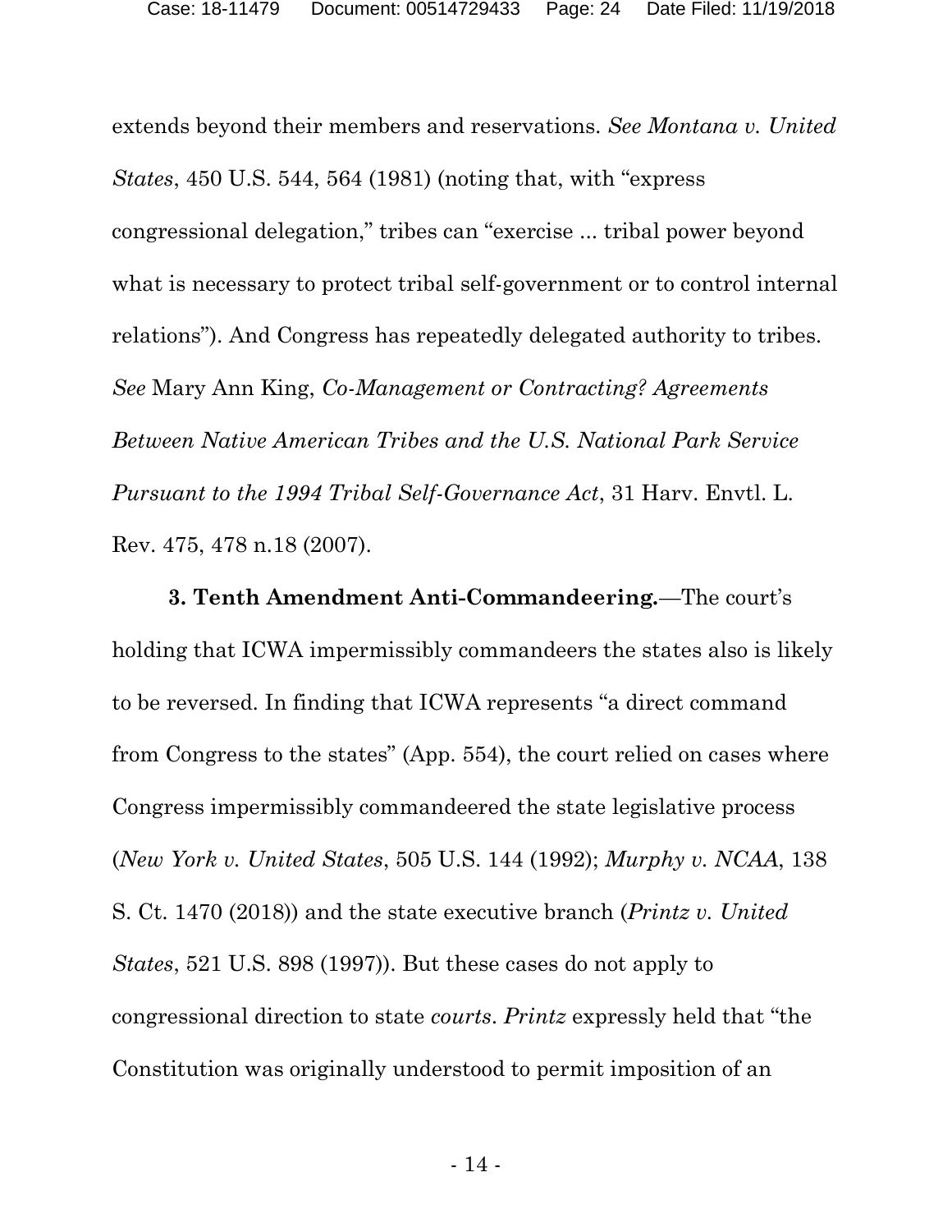extends beyond their members and reservations. *See Montana v. United States*, 450 U.S. 544, 564 (1981) (noting that, with "express congressional delegation," tribes can "exercise ... tribal power beyond what is necessary to protect tribal self-government or to control internal relations"). And Congress has repeatedly delegated authority to tribes. *See* Mary Ann King, *Co-Management or Contracting? Agreements Between Native American Tribes and the U.S. National Park Service Pursuant to the 1994 Tribal Self-Governance Act*, 31 Harv. Envtl. L. Rev. 475, 478 n.18 (2007).

**3. Tenth Amendment Anti-Commandeering.**—The court's holding that ICWA impermissibly commandeers the states also is likely to be reversed. In finding that ICWA represents "a direct command from Congress to the states" (App. 554), the court relied on cases where Congress impermissibly commandeered the state legislative process (*New York v. United States*, 505 U.S. 144 (1992); *Murphy v. NCAA*, 138 S. Ct. 1470 (2018)) and the state executive branch (*Printz v. United States*, 521 U.S. 898 (1997)). But these cases do not apply to congressional direction to state *courts*. *Printz* expressly held that "the Constitution was originally understood to permit imposition of an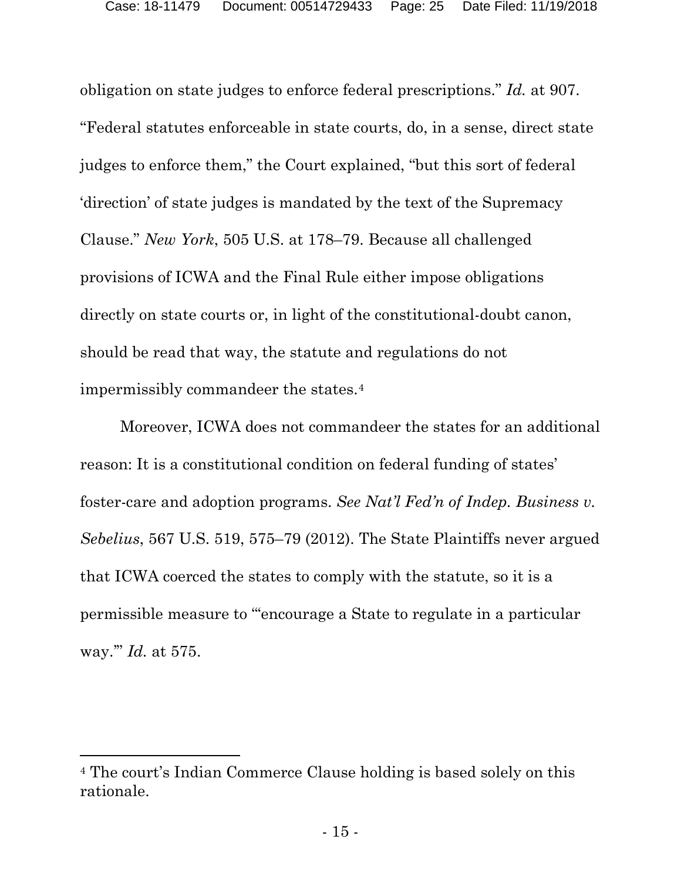obligation on state judges to enforce federal prescriptions." *Id.* at 907. "Federal statutes enforceable in state courts, do, in a sense, direct state judges to enforce them," the Court explained, "but this sort of federal 'direction' of state judges is mandated by the text of the Supremacy Clause." *New York*, 505 U.S. at 178–79. Because all challenged provisions of ICWA and the Final Rule either impose obligations directly on state courts or, in light of the constitutional-doubt canon, should be read that way, the statute and regulations do not impermissibly commandeer the states.[4]

Moreover, ICWA does not commandeer the states for an additional reason: It is a constitutional condition on federal funding of states' foster-care and adoption programs. *See Nat'l Fed'n of Indep. Business v. Sebelius*, 567 U.S. 519, 575–79 (2012). The State Plaintiffs never argued that ICWA coerced the states to comply with the statute, so it is a permissible measure to "'encourage a State to regulate in a particular way.'" *Id.* at 575.

---

[4] The court's Indian Commerce Clause holding is based solely on this rationale.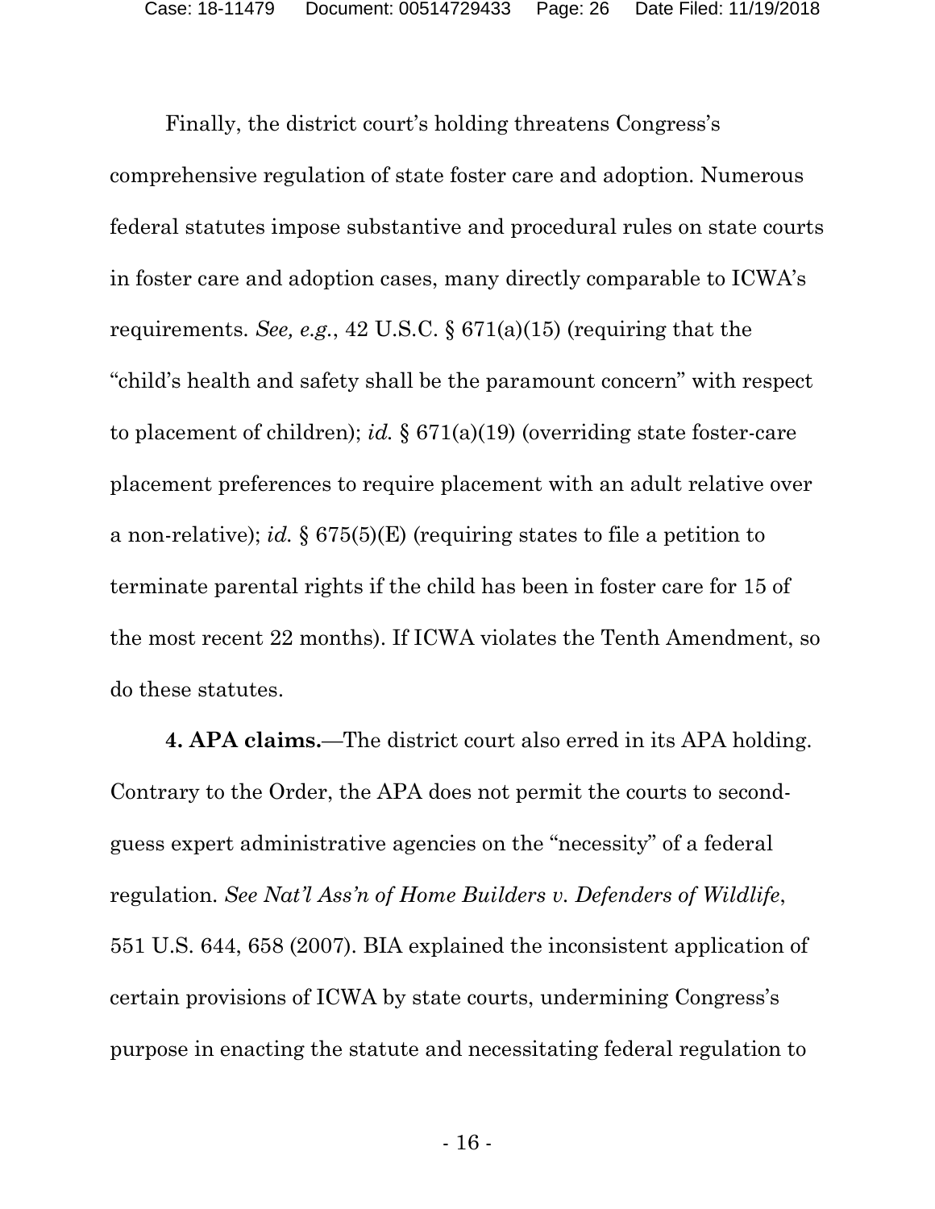Finally, the district court's holding threatens Congress's comprehensive regulation of state foster care and adoption. Numerous federal statutes impose substantive and procedural rules on state courts in foster care and adoption cases, many directly comparable to ICWA's requirements. *See, e.g.*, 42 U.S.C. § 671(a)(15) (requiring that the "child's health and safety shall be the paramount concern" with respect to placement of children); *id.* § 671(a)(19) (overriding state foster-care placement preferences to require placement with an adult relative over a non-relative); *id.* § 675(5)(E) (requiring states to file a petition to terminate parental rights if the child has been in foster care for 15 of the most recent 22 months). If ICWA violates the Tenth Amendment, so do these statutes.

**4. APA claims.**—The district court also erred in its APA holding. Contrary to the Order, the APA does not permit the courts to second-guess expert administrative agencies on the "necessity" of a federal regulation. *See Nat'l Ass'n of Home Builders v. Defenders of Wildlife*, 551 U.S. 644, 658 (2007). BIA explained the inconsistent application of certain provisions of ICWA by state courts, undermining Congress's purpose in enacting the statute and necessitating federal regulation to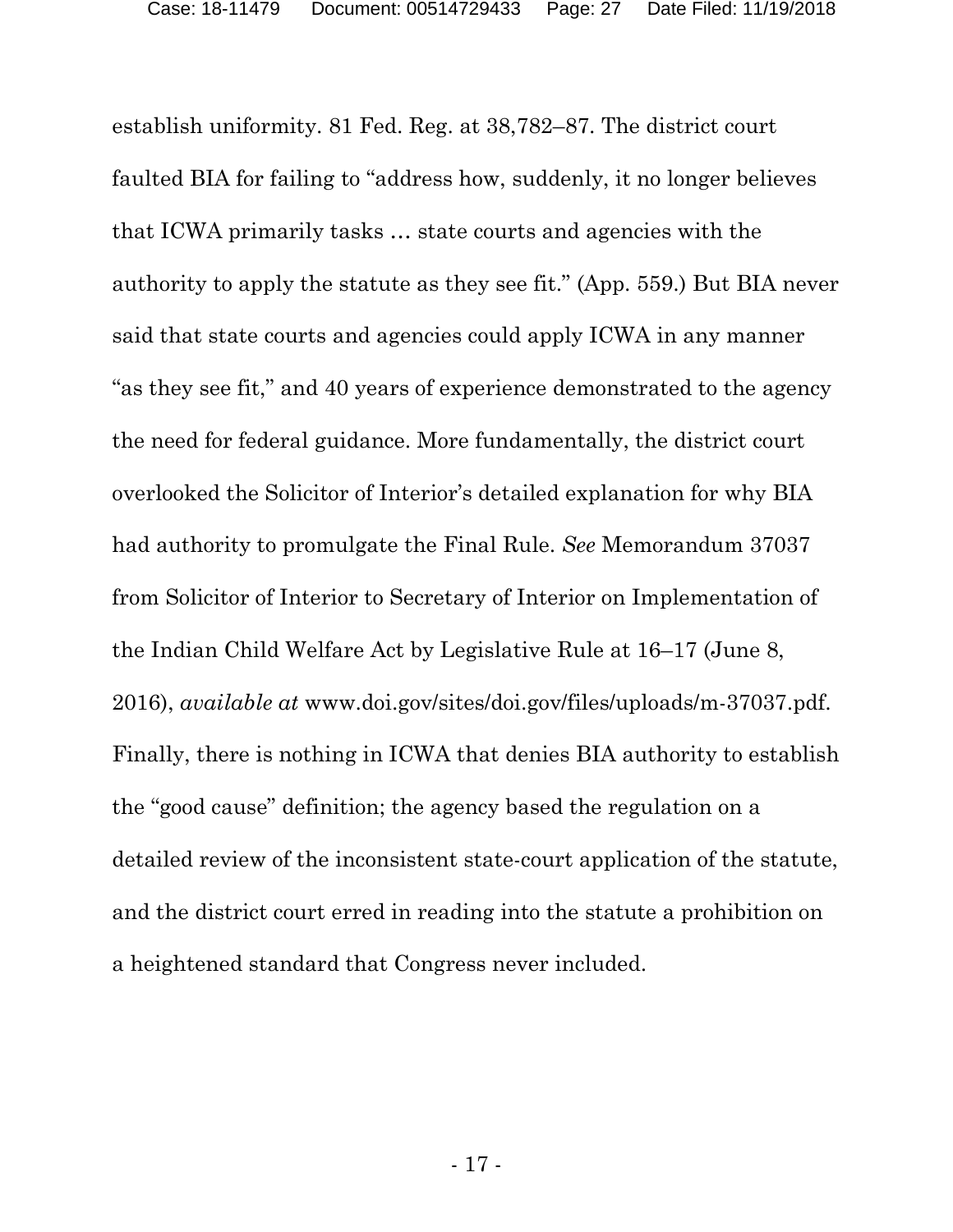establish uniformity. 81 Fed. Reg. at 38,782–87. The district court faulted BIA for failing to "address how, suddenly, it no longer believes that ICWA primarily tasks … state courts and agencies with the authority to apply the statute as they see fit." (App. 559.) But BIA never said that state courts and agencies could apply ICWA in any manner "as they see fit," and 40 years of experience demonstrated to the agency the need for federal guidance. More fundamentally, the district court overlooked the Solicitor of Interior's detailed explanation for why BIA had authority to promulgate the Final Rule. *See* Memorandum 37037 from Solicitor of Interior to Secretary of Interior on Implementation of the Indian Child Welfare Act by Legislative Rule at 16–17 (June 8, 2016), *available at* www.doi.gov/sites/doi.gov/files/uploads/m-37037.pdf. Finally, there is nothing in ICWA that denies BIA authority to establish the "good cause" definition; the agency based the regulation on a detailed review of the inconsistent state-court application of the statute, and the district court erred in reading into the statute a prohibition on a heightened standard that Congress never included.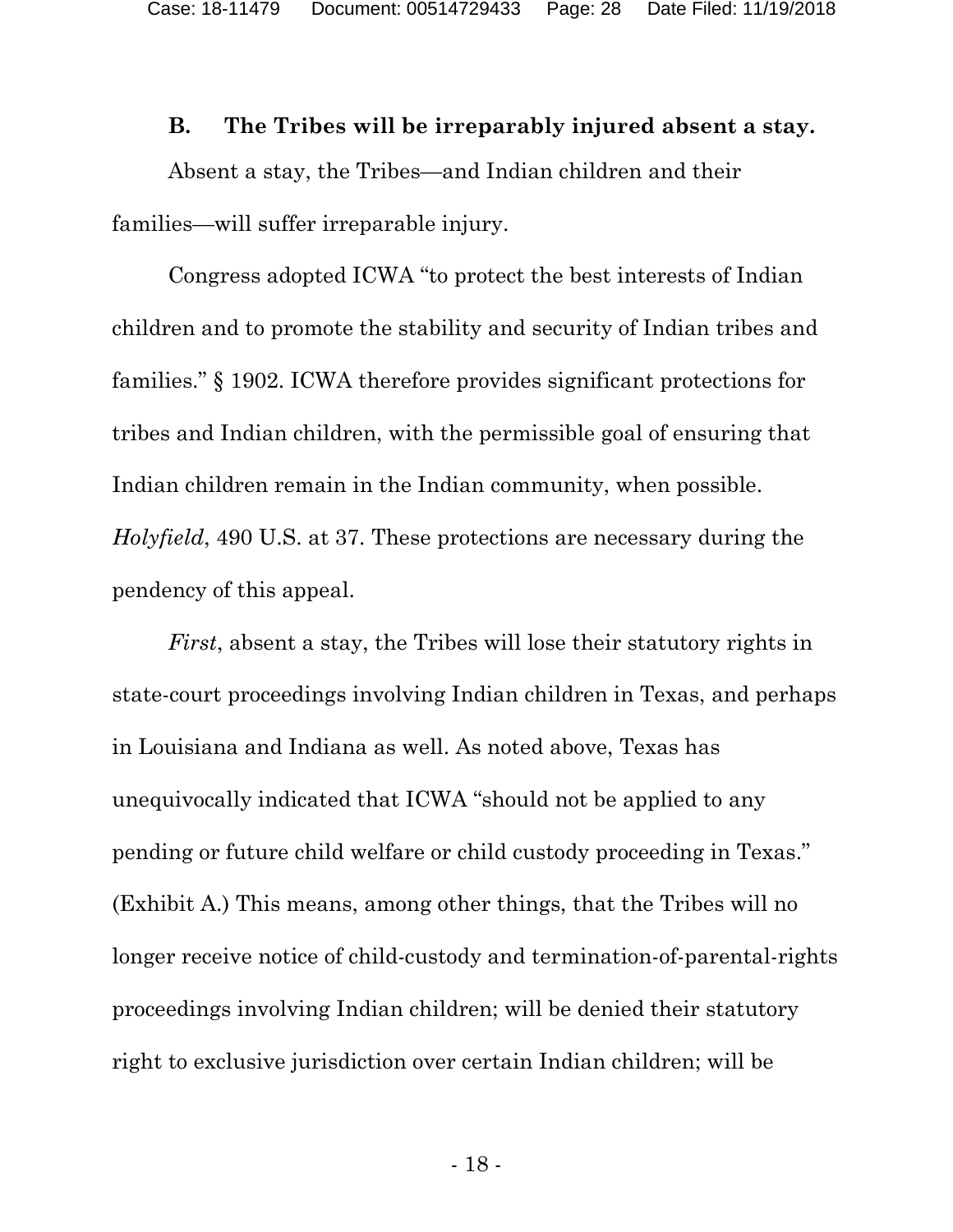### B. The Tribes will be irreparably injured absent a stay.

Absent a stay, the Tribes—and Indian children and their families—will suffer irreparable injury.

Congress adopted ICWA "to protect the best interests of Indian children and to promote the stability and security of Indian tribes and families." § 1902. ICWA therefore provides significant protections for tribes and Indian children, with the permissible goal of ensuring that Indian children remain in the Indian community, when possible. *Holyfield*, 490 U.S. at 37. These protections are necessary during the pendency of this appeal.

*First*, absent a stay, the Tribes will lose their statutory rights in state-court proceedings involving Indian children in Texas, and perhaps in Louisiana and Indiana as well. As noted above, Texas has unequivocally indicated that ICWA "should not be applied to any pending or future child welfare or child custody proceeding in Texas." (Exhibit A.) This means, among other things, that the Tribes will no longer receive notice of child-custody and termination-of-parental-rights proceedings involving Indian children; will be denied their statutory right to exclusive jurisdiction over certain Indian children; will be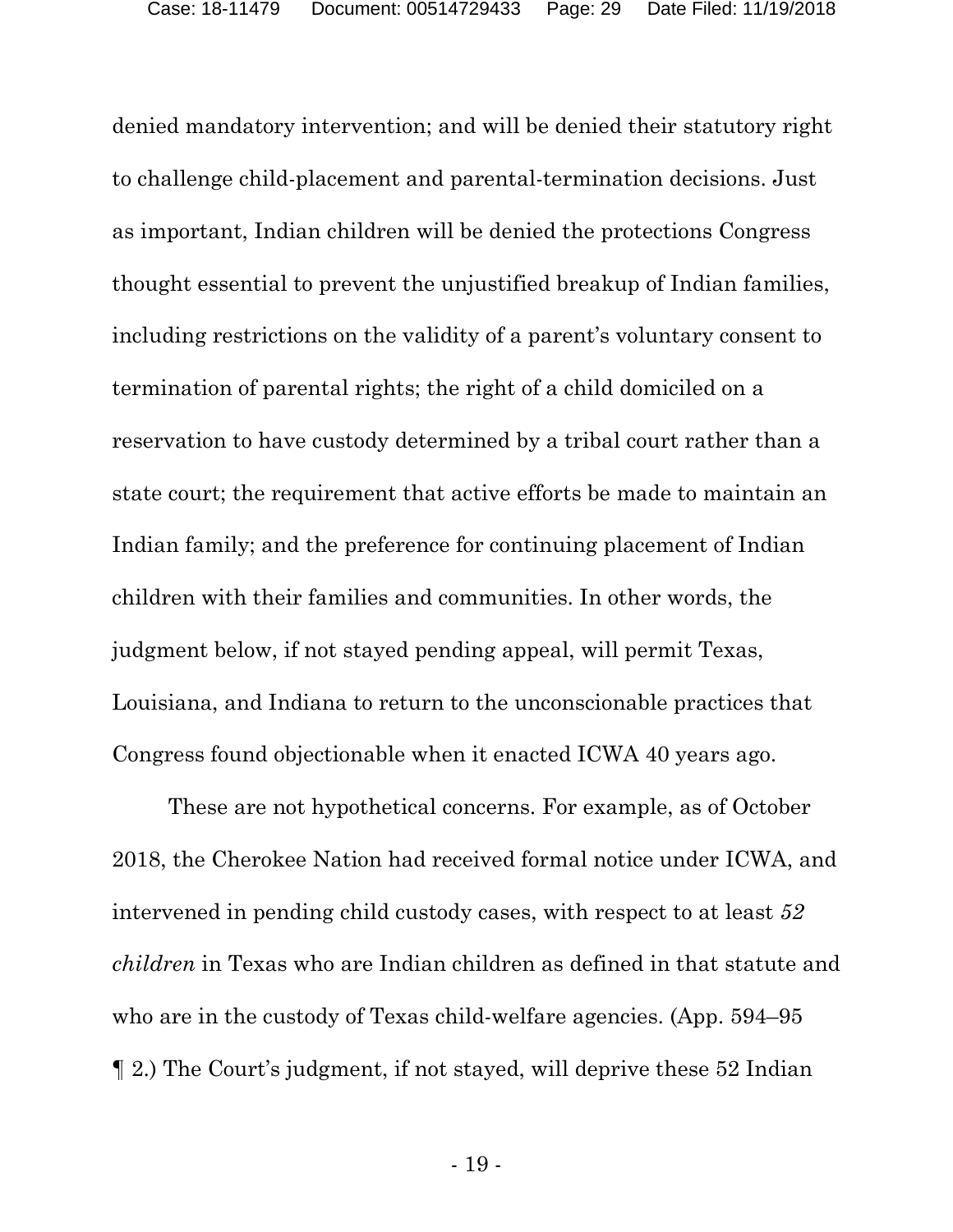denied mandatory intervention; and will be denied their statutory right to challenge child-placement and parental-termination decisions. Just as important, Indian children will be denied the protections Congress thought essential to prevent the unjustified breakup of Indian families, including restrictions on the validity of a parent's voluntary consent to termination of parental rights; the right of a child domiciled on a reservation to have custody determined by a tribal court rather than a state court; the requirement that active efforts be made to maintain an Indian family; and the preference for continuing placement of Indian children with their families and communities. In other words, the judgment below, if not stayed pending appeal, will permit Texas, Louisiana, and Indiana to return to the unconscionable practices that Congress found objectionable when it enacted ICWA 40 years ago.

These are not hypothetical concerns. For example, as of October 2018, the Cherokee Nation had received formal notice under ICWA, and intervened in pending child custody cases, with respect to at least *52 children* in Texas who are Indian children as defined in that statute and who are in the custody of Texas child-welfare agencies. (App. 594–95 ¶ 2.) The Court's judgment, if not stayed, will deprive these 52 Indian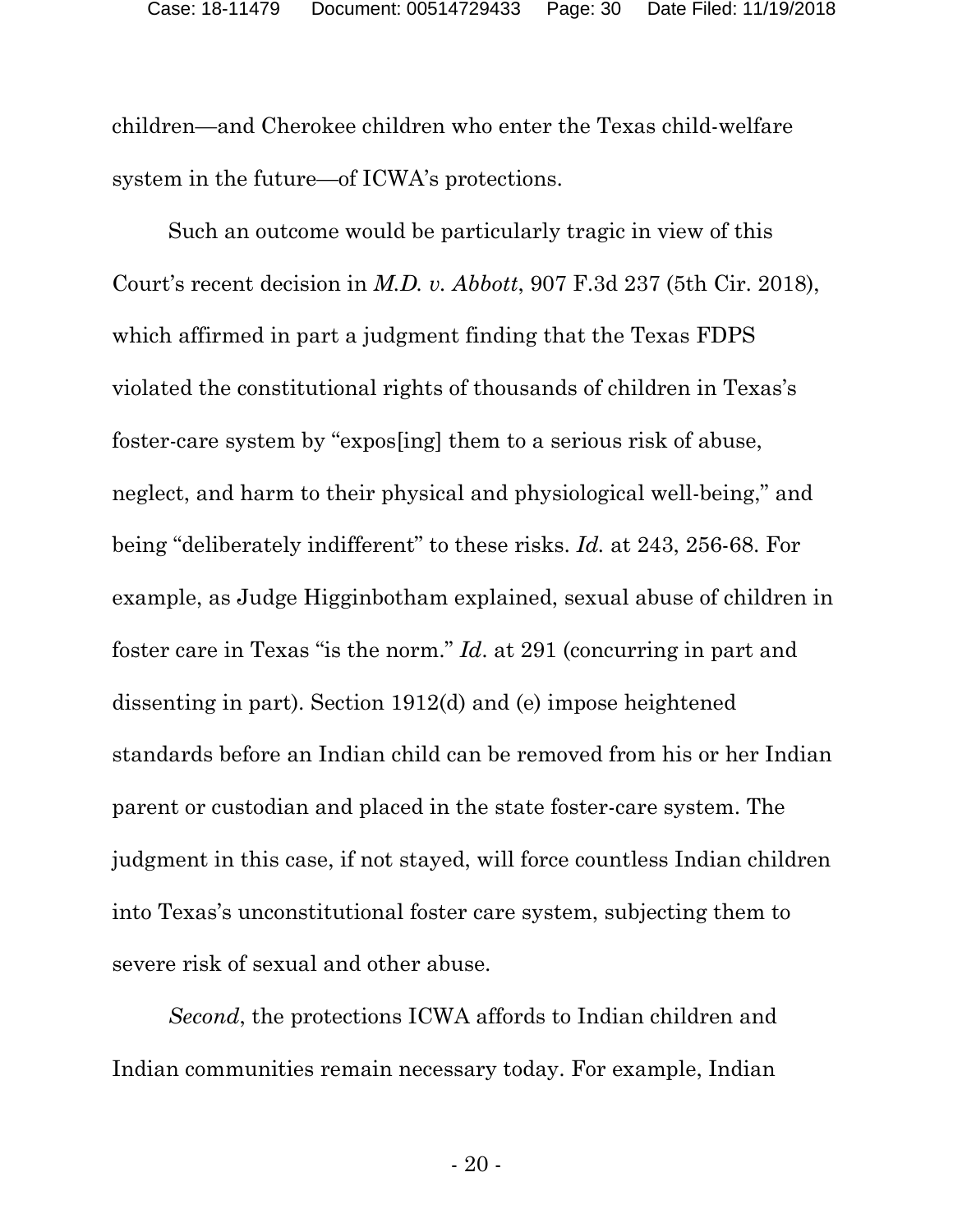children—and Cherokee children who enter the Texas child-welfare system in the future—of ICWA's protections.

Such an outcome would be particularly tragic in view of this Court's recent decision in *M.D. v. Abbott*, 907 F.3d 237 (5th Cir. 2018), which affirmed in part a judgment finding that the Texas FDPS violated the constitutional rights of thousands of children in Texas's foster-care system by "expos[ing] them to a serious risk of abuse, neglect, and harm to their physical and physiological well-being," and being "deliberately indifferent" to these risks. *Id.* at 243, 256-68. For example, as Judge Higginbotham explained, sexual abuse of children in foster care in Texas "is the norm." *Id*. at 291 (concurring in part and dissenting in part). Section 1912(d) and (e) impose heightened standards before an Indian child can be removed from his or her Indian parent or custodian and placed in the state foster-care system. The judgment in this case, if not stayed, will force countless Indian children into Texas's unconstitutional foster care system, subjecting them to severe risk of sexual and other abuse.

*Second*, the protections ICWA affords to Indian children and Indian communities remain necessary today. For example, Indian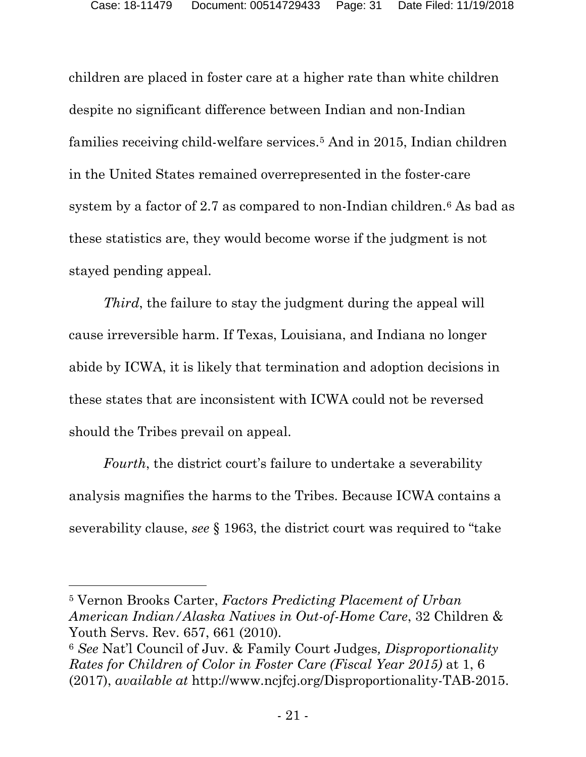children are placed in foster care at a higher rate than white children despite no significant difference between Indian and non-Indian families receiving child-welfare services.[5] And in 2015, Indian children in the United States remained overrepresented in the foster-care system by a factor of 2.7 as compared to non-Indian children.[6] As bad as these statistics are, they would become worse if the judgment is not stayed pending appeal.

*Third*, the failure to stay the judgment during the appeal will cause irreversible harm. If Texas, Louisiana, and Indiana no longer abide by ICWA, it is likely that termination and adoption decisions in these states that are inconsistent with ICWA could not be reversed should the Tribes prevail on appeal.

*Fourth*, the district court's failure to undertake a severability analysis magnifies the harms to the Tribes. Because ICWA contains a severability clause, *see* § 1963, the district court was required to "take

---

[5] Vernon Brooks Carter, *Factors Predicting Placement of Urban American Indian/Alaska Natives in Out-of-Home Care*, 32 Children & Youth Servs. Rev. 657, 661 (2010).

[6] *See* Nat'l Council of Juv. & Family Court Judges*, Disproportionality Rates for Children of Color in Foster Care (Fiscal Year 2015)* at 1, 6 (2017), *available at* http://www.ncjfcj.org/Disproportionality-TAB-2015.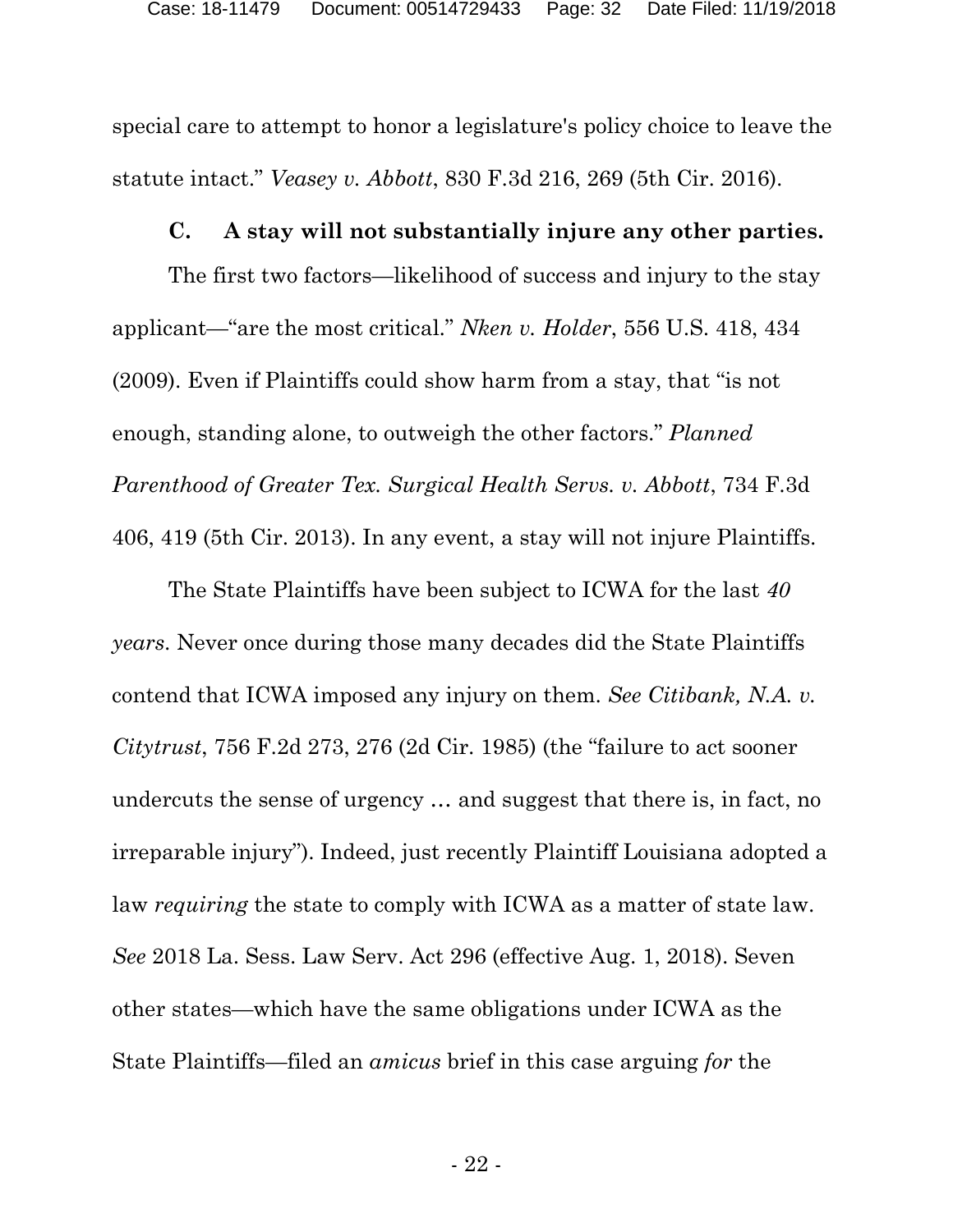special care to attempt to honor a legislature's policy choice to leave the statute intact." *Veasey v. Abbott*, 830 F.3d 216, 269 (5th Cir. 2016).

### C. A stay will not substantially injure any other parties.

The first two factors—likelihood of success and injury to the stay applicant—"are the most critical." *Nken v. Holder*, 556 U.S. 418, 434 (2009). Even if Plaintiffs could show harm from a stay, that "is not enough, standing alone, to outweigh the other factors." *Planned Parenthood of Greater Tex. Surgical Health Servs. v. Abbott*, 734 F.3d 406, 419 (5th Cir. 2013). In any event, a stay will not injure Plaintiffs.

The State Plaintiffs have been subject to ICWA for the last *40 years*. Never once during those many decades did the State Plaintiffs contend that ICWA imposed any injury on them. *See Citibank, N.A. v. Citytrust*, 756 F.2d 273, 276 (2d Cir. 1985) (the "failure to act sooner undercuts the sense of urgency … and suggest that there is, in fact, no irreparable injury"). Indeed, just recently Plaintiff Louisiana adopted a law *requiring* the state to comply with ICWA as a matter of state law. *See* 2018 La. Sess. Law Serv. Act 296 (effective Aug. 1, 2018). Seven other states—which have the same obligations under ICWA as the State Plaintiffs—filed an *amicus* brief in this case arguing *for* the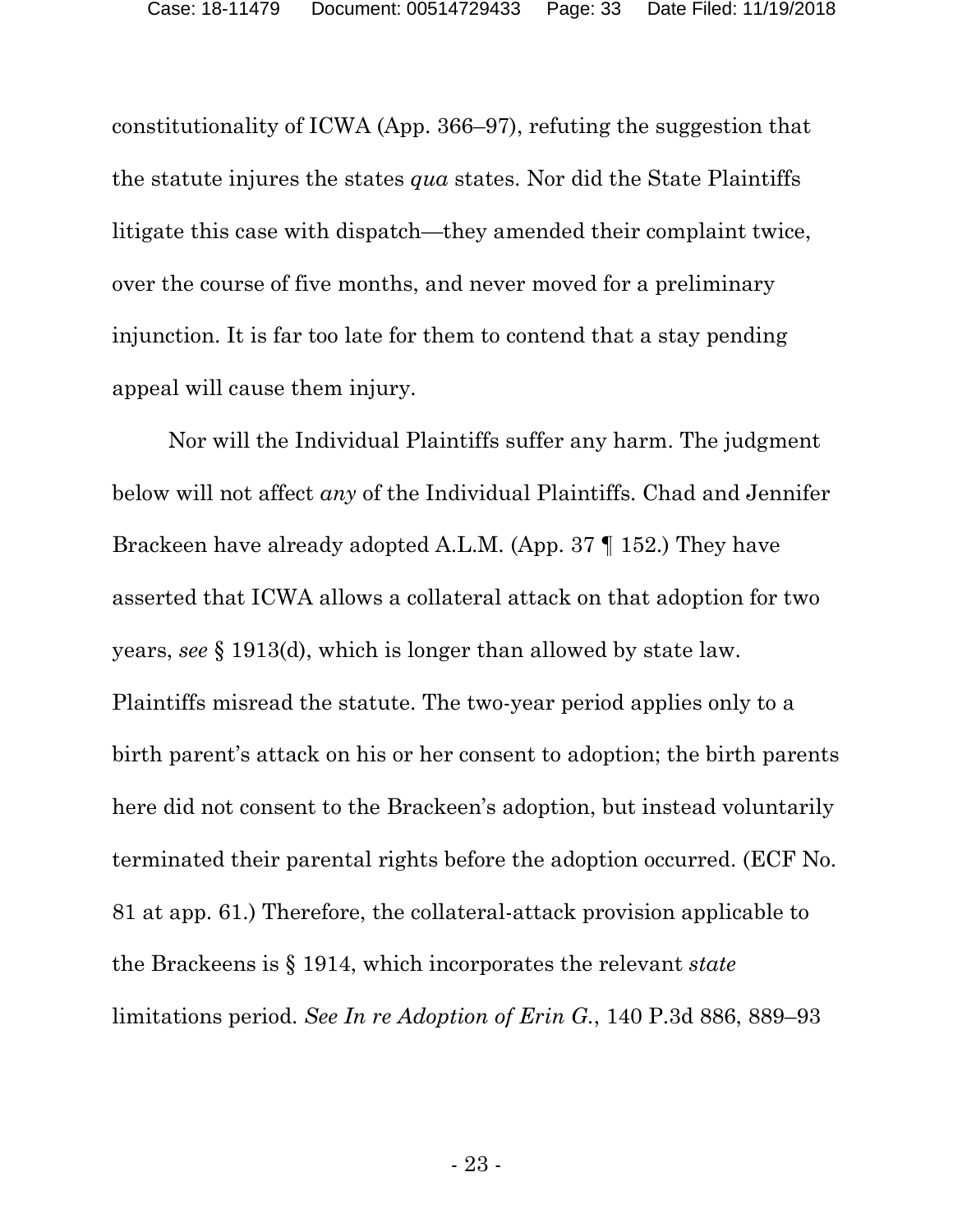constitutionality of ICWA (App. 366–97), refuting the suggestion that the statute injures the states *qua* states. Nor did the State Plaintiffs litigate this case with dispatch—they amended their complaint twice, over the course of five months, and never moved for a preliminary injunction. It is far too late for them to contend that a stay pending appeal will cause them injury.

Nor will the Individual Plaintiffs suffer any harm. The judgment below will not affect *any* of the Individual Plaintiffs. Chad and Jennifer Brackeen have already adopted A.L.M. (App. 37 ¶ 152.) They have asserted that ICWA allows a collateral attack on that adoption for two years, *see* § 1913(d), which is longer than allowed by state law. Plaintiffs misread the statute. The two-year period applies only to a birth parent's attack on his or her consent to adoption; the birth parents here did not consent to the Brackeen's adoption, but instead voluntarily terminated their parental rights before the adoption occurred. (ECF No. 81 at app. 61.) Therefore, the collateral-attack provision applicable to the Brackeens is § 1914, which incorporates the relevant *state* limitations period. *See In re Adoption of Erin G.*, 140 P.3d 886, 889–93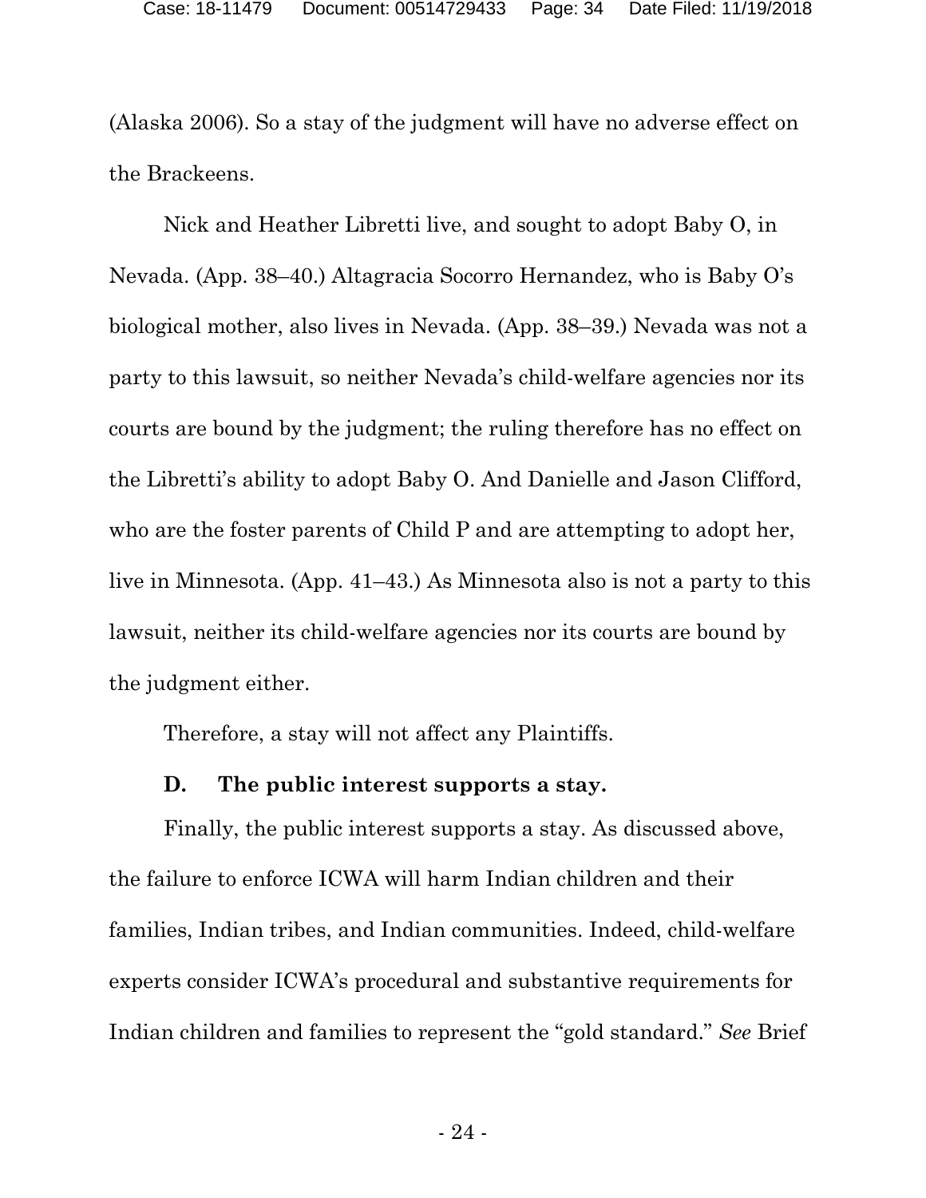(Alaska 2006). So a stay of the judgment will have no adverse effect on the Brackeens.

Nick and Heather Libretti live, and sought to adopt Baby O, in Nevada. (App. 38–40.) Altagracia Socorro Hernandez, who is Baby O's biological mother, also lives in Nevada. (App. 38–39.) Nevada was not a party to this lawsuit, so neither Nevada's child-welfare agencies nor its courts are bound by the judgment; the ruling therefore has no effect on the Libretti's ability to adopt Baby O. And Danielle and Jason Clifford, who are the foster parents of Child P and are attempting to adopt her, live in Minnesota. (App. 41–43.) As Minnesota also is not a party to this lawsuit, neither its child-welfare agencies nor its courts are bound by the judgment either.

Therefore, a stay will not affect any Plaintiffs.

**D. The public interest supports a stay.**

Finally, the public interest supports a stay. As discussed above, the failure to enforce ICWA will harm Indian children and their families, Indian tribes, and Indian communities. Indeed, child-welfare experts consider ICWA's procedural and substantive requirements for Indian children and families to represent the "gold standard." *See* Brief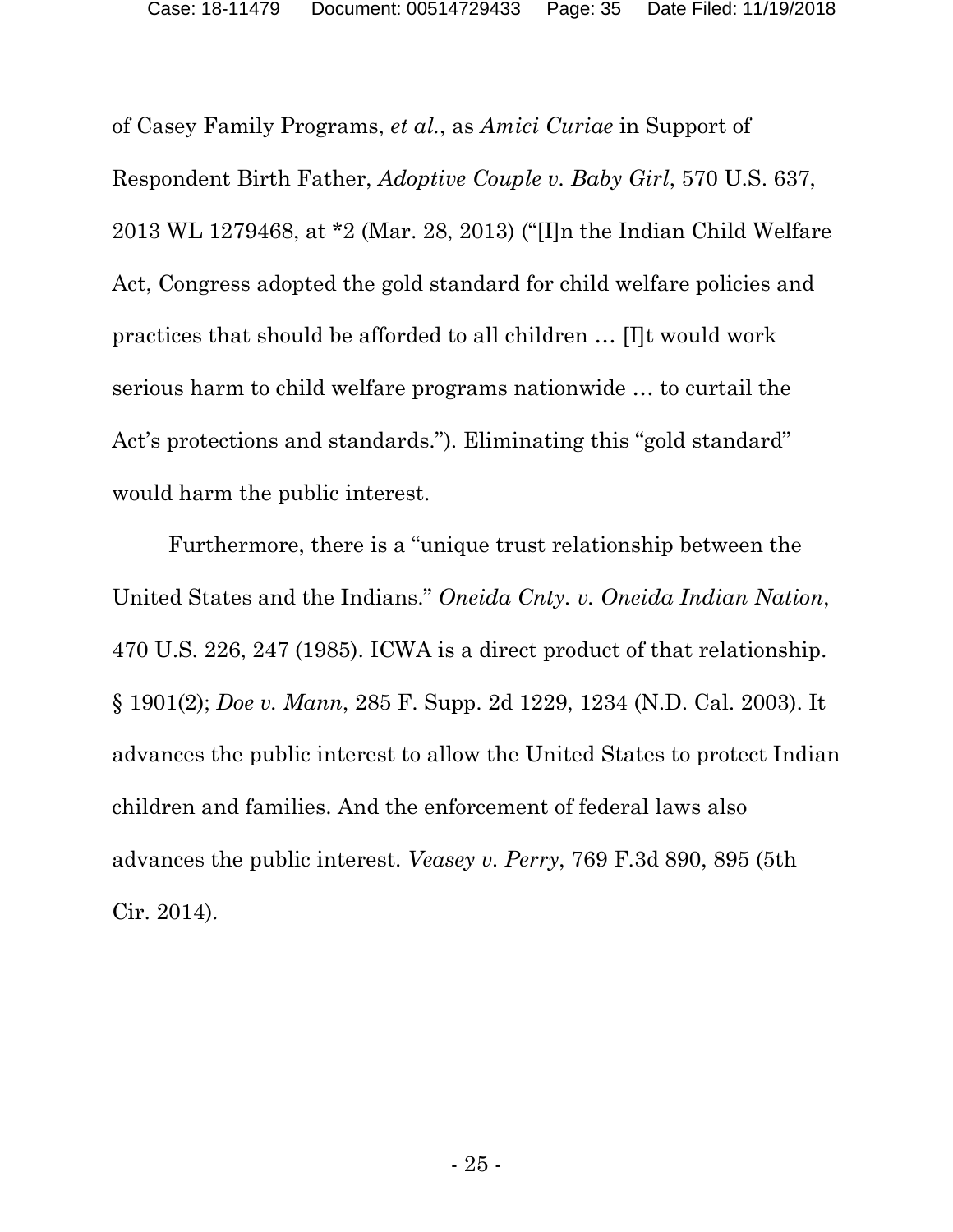of Casey Family Programs, *et al.*, as *Amici Curiae* in Support of Respondent Birth Father, *Adoptive Couple v. Baby Girl*, 570 U.S. 637, 2013 WL 1279468, at *2 (Mar. 28, 2013) ("[I]n the Indian Child Welfare Act, Congress adopted the gold standard for child welfare policies and practices that should be afforded to all children … [I]t would work serious harm to child welfare programs nationwide … to curtail the Act's protections and standards."). Eliminating this "gold standard" would harm the public interest.

Furthermore, there is a "unique trust relationship between the United States and the Indians." *Oneida Cnty. v. Oneida Indian Nation*, 470 U.S. 226, 247 (1985). ICWA is a direct product of that relationship. § 1901(2); *Doe v. Mann*, 285 F. Supp. 2d 1229, 1234 (N.D. Cal. 2003). It advances the public interest to allow the United States to protect Indian children and families. And the enforcement of federal laws also advances the public interest. *Veasey v. Perry*, 769 F.3d 890, 895 (5th Cir. 2014).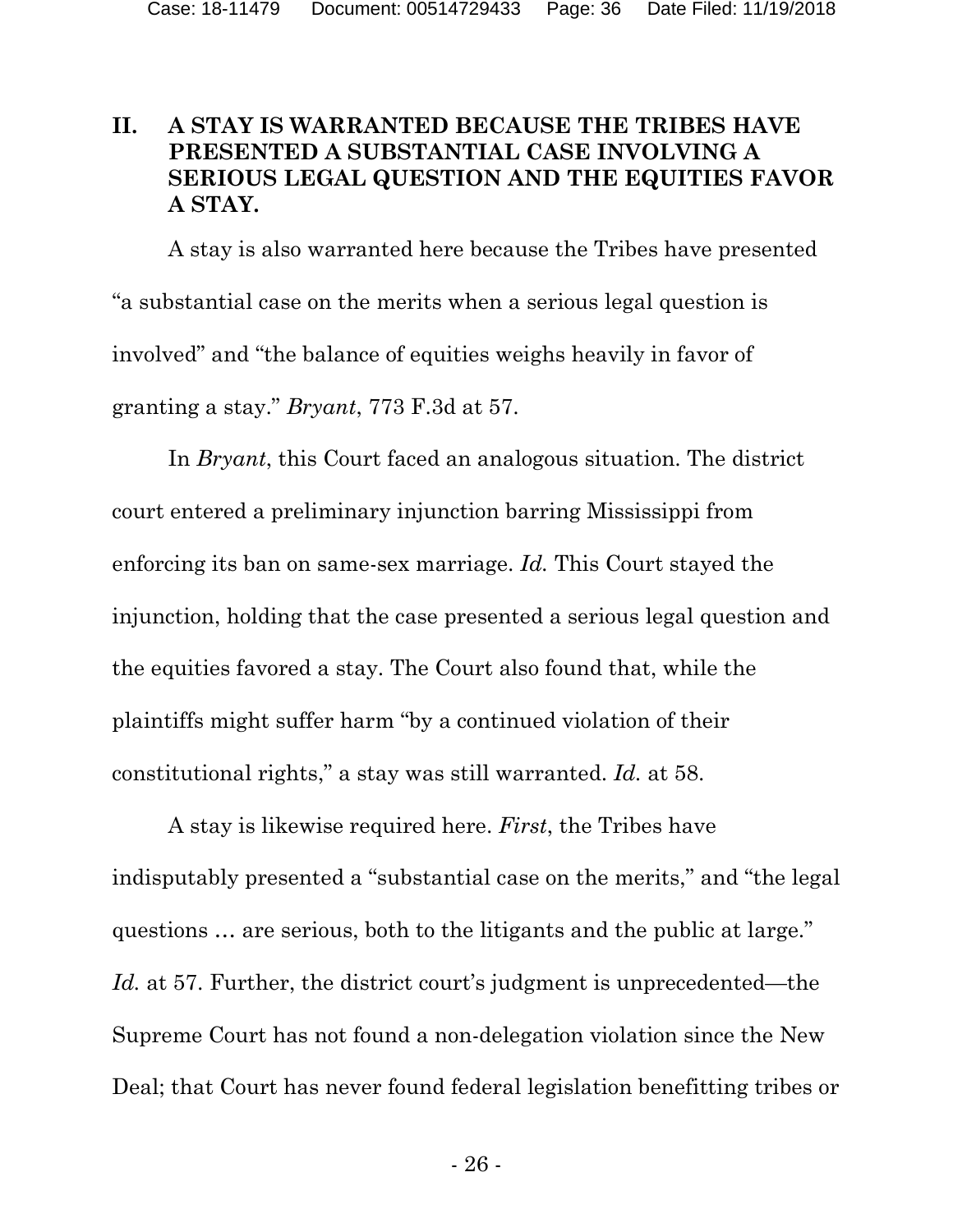## II. A STAY IS WARRANTED BECAUSE THE TRIBES HAVE PRESENTED A SUBSTANTIAL CASE INVOLVING A SERIOUS LEGAL QUESTION AND THE EQUITIES FAVOR A STAY.

A stay is also warranted here because the Tribes have presented "a substantial case on the merits when a serious legal question is involved" and "the balance of equities weighs heavily in favor of granting a stay." *Bryant*, 773 F.3d at 57.

In *Bryant*, this Court faced an analogous situation. The district court entered a preliminary injunction barring Mississippi from enforcing its ban on same-sex marriage. *Id.* This Court stayed the injunction, holding that the case presented a serious legal question and the equities favored a stay. The Court also found that, while the plaintiffs might suffer harm "by a continued violation of their constitutional rights," a stay was still warranted. *Id.* at 58.

A stay is likewise required here. *First*, the Tribes have indisputably presented a "substantial case on the merits," and "the legal questions … are serious, both to the litigants and the public at large." *Id.* at 57. Further, the district court's judgment is unprecedented—the Supreme Court has not found a non-delegation violation since the New Deal; that Court has never found federal legislation benefitting tribes or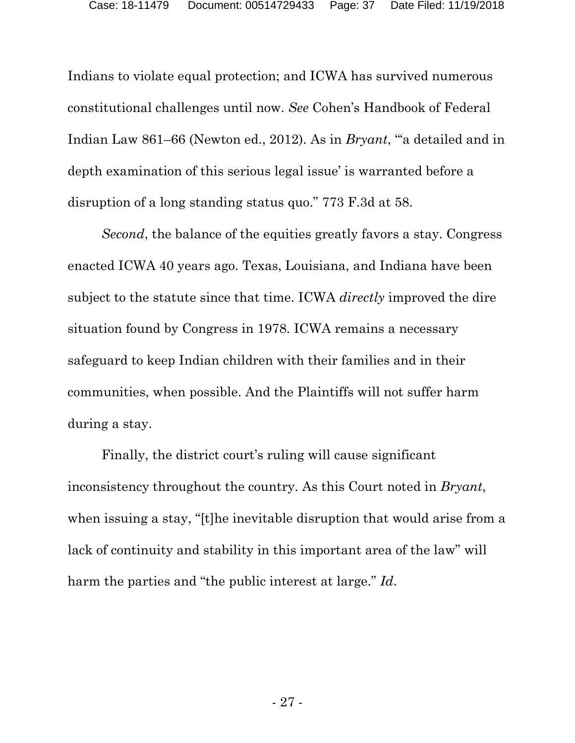Indians to violate equal protection; and ICWA has survived numerous constitutional challenges until now. *See* Cohen's Handbook of Federal Indian Law 861–66 (Newton ed., 2012). As in *Bryant*, "'a detailed and in depth examination of this serious legal issue' is warranted before a disruption of a long standing status quo." 773 F.3d at 58.

*Second*, the balance of the equities greatly favors a stay. Congress enacted ICWA 40 years ago. Texas, Louisiana, and Indiana have been subject to the statute since that time. ICWA *directly* improved the dire situation found by Congress in 1978. ICWA remains a necessary safeguard to keep Indian children with their families and in their communities, when possible. And the Plaintiffs will not suffer harm during a stay.

Finally, the district court's ruling will cause significant inconsistency throughout the country. As this Court noted in *Bryant*, when issuing a stay, "[t]he inevitable disruption that would arise from a lack of continuity and stability in this important area of the law" will harm the parties and "the public interest at large." *Id*.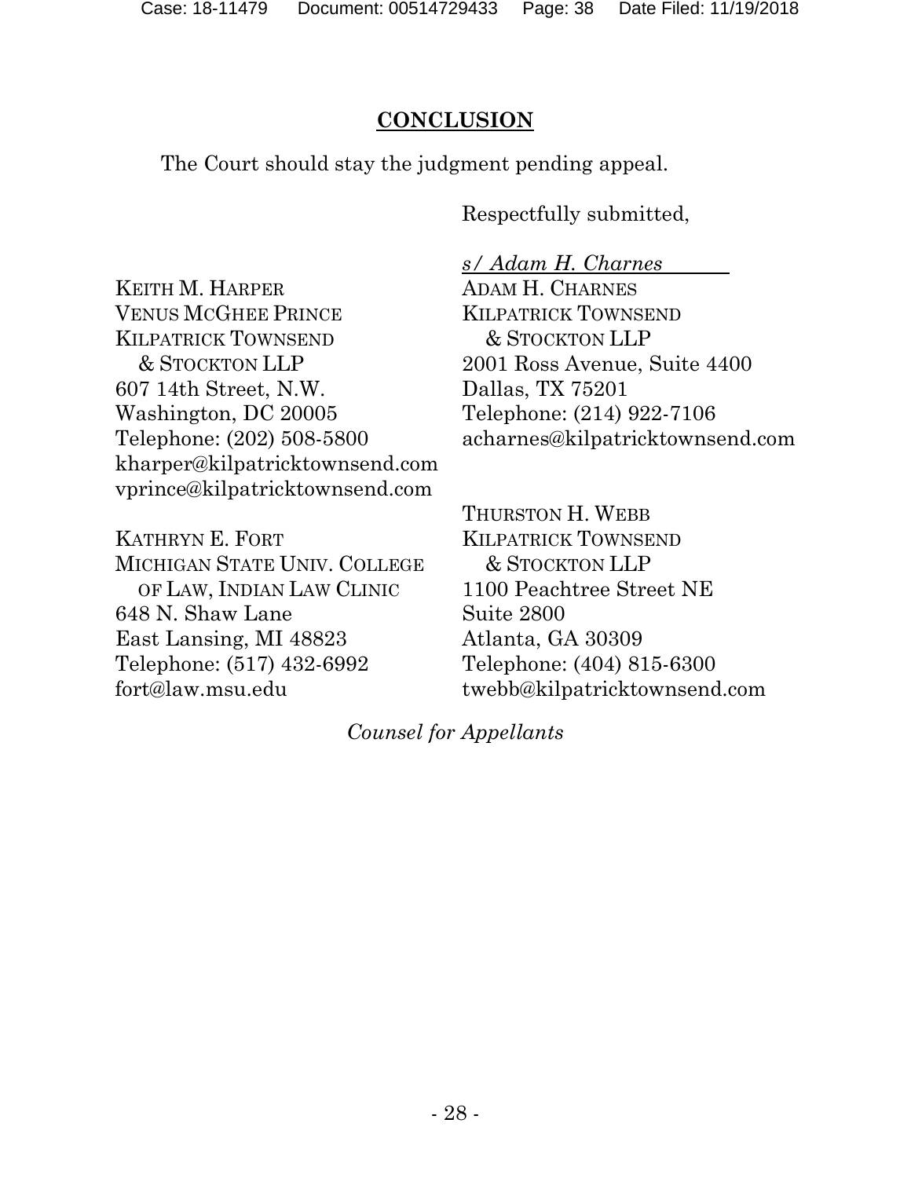## CONCLUSION

The Court should stay the judgment pending appeal.

Respectfully submitted,

*s/ Adam H. Charnes*

ADAM H. CHARNES
KILPATRICK TOWNSEND & STOCKTON LLP
2001 Ross Avenue, Suite 4400
Dallas, TX 75201
Telephone: (214) 922-7106
acharnes@kilpatricktownsend.com

KEITH M. HARPER
VENUS MCGHEE PRINCE
KILPATRICK TOWNSEND & STOCKTON LLP
607 14th Street, N.W.
Washington, DC 20005
Telephone: (202) 508-5800
kharper@kilpatricktownsend.com
vprince@kilpatricktownsend.com

THURSTON H. WEBB
KILPATRICK TOWNSEND & STOCKTON LLP
1100 Peachtree Street NE
Suite 2800
Atlanta, GA 30309
Telephone: (404) 815-6300
twebb@kilpatricktownsend.com

KATHRYN E. FORT
MICHIGAN STATE UNIV. COLLEGE OF LAW, INDIAN LAW CLINIC
648 N. Shaw Lane
East Lansing, MI 48823
Telephone: (517) 432-6992
fort@law.msu.edu

*Counsel for Appellants*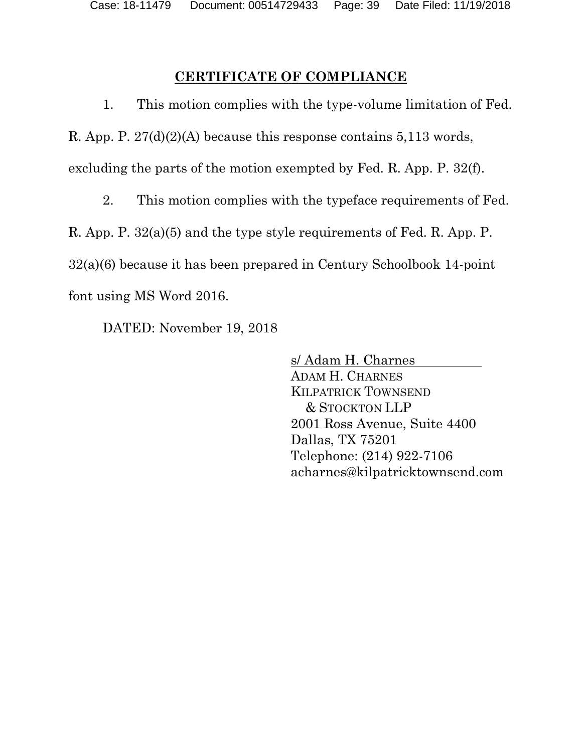**CERTIFICATE OF COMPLIANCE**

1. This motion complies with the type-volume limitation of Fed. R. App. P. 27(d)(2)(A) because this response contains 5,113 words, excluding the parts of the motion exempted by Fed. R. App. P. 32(f).

2. This motion complies with the typeface requirements of Fed. R. App. P. 32(a)(5) and the type style requirements of Fed. R. App. P. 32(a)(6) because it has been prepared in Century Schoolbook 14-point font using MS Word 2016.

DATED: November 19, 2018

s/ Adam H. Charnes
ADAM H. CHARNES
KILPATRICK TOWNSEND
& STOCKTON LLP
2001 Ross Avenue, Suite 4400
Dallas, TX 75201
Telephone: (214) 922-7106
acharnes@kilpatricktownsend.com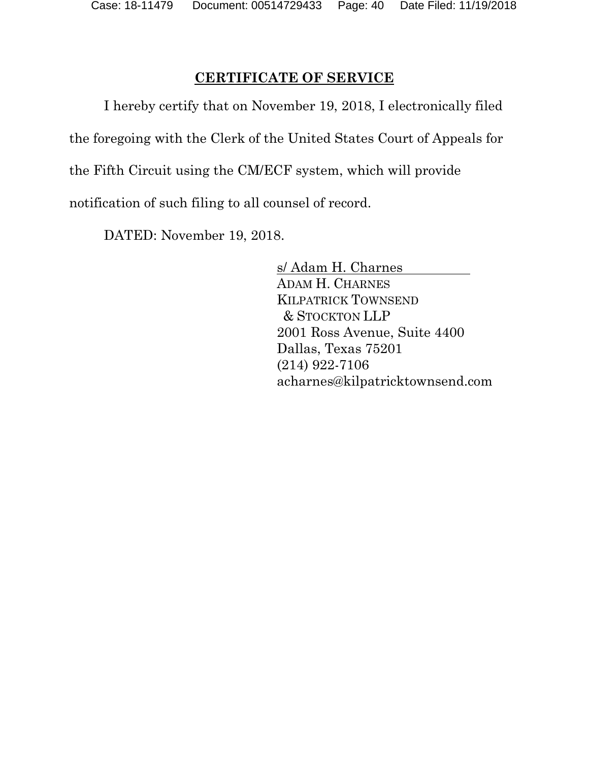## CERTIFICATE OF SERVICE

I hereby certify that on November 19, 2018, I electronically filed the foregoing with the Clerk of the United States Court of Appeals for the Fifth Circuit using the CM/ECF system, which will provide notification of such filing to all counsel of record.

DATED: November 19, 2018.

s/ Adam H. Charnes
ADAM H. CHARNES
KILPATRICK TOWNSEND
& STOCKTON LLP
2001 Ross Avenue, Suite 4400
Dallas, Texas 75201
(214) 922-7106
acharnes@kilpatricktownsend.com